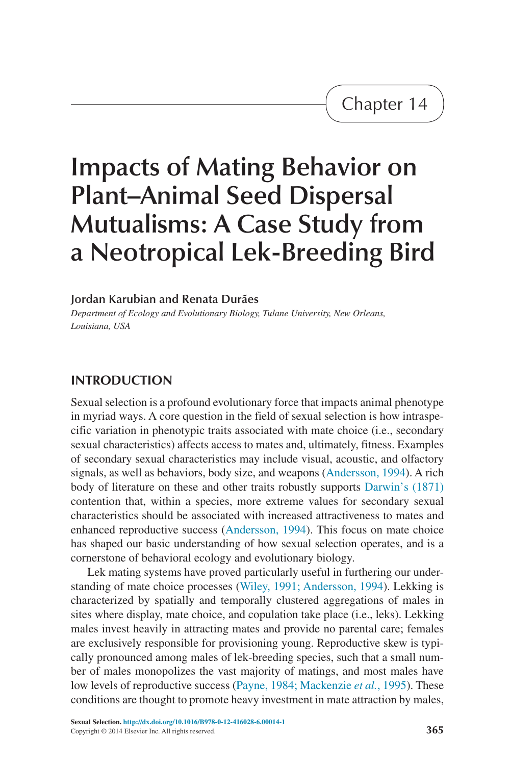Chapter 14

# Impacts of Mating Behavior on Plant–Animal Seed Dispersal Mutualisms: A Case Study from a Neotropical Lek-Breeding Bird

**Jordan Karubian and Renata Durães**

*Department of Ecology and Evolutionary Biology, Tulane University, New Orleans, Louisiana, USA*

## INTRODUCTION

Sexual selection is a profound evolutionary force that impacts animal phenotype in myriad ways. A core question in the field of sexual selection is how intraspecific variation in phenotypic traits associated with mate choice (i.e., secondary sexual characteristics) affects access to mates and, ultimately, fitness. Examples of secondary sexual characteristics may include visual, acoustic, and olfactory signals, as well as behaviors, body size, and weapons (Andersson, 1994). A rich body of literature on these and other traits robustly supports Darwin's (1871) contention that, within a species, more extreme values for secondary sexual characteristics should be associated with increased attractiveness to mates and enhanced reproductive success (Andersson, 1994). This focus on mate choice has shaped our basic understanding of how sexual selection operates, and is a cornerstone of behavioral ecology and evolutionary biology.

Lek mating systems have proved particularly useful in furthering our understanding of mate choice processes (Wiley, 1991; Andersson, 1994). Lekking is characterized by spatially and temporally clustered aggregations of males in sites where display, mate choice, and copulation take place (i.e., leks). Lekking males invest heavily in attracting mates and provide no parental care; females are exclusively responsible for provisioning young. Reproductive skew is typically pronounced among males of lek-breeding species, such that a small number of males monopolizes the vast majority of matings, and most males have low levels of reproductive success (Payne, 1984; Mackenzie *et al.*, 1995). These conditions are thought to promote heavy investment in mate attraction by males,

**Sexual Selection.** http://dx.doi.org/10.1016/B978-0-12-416028-6.00014-1
Copyright © 2014 Elsevier Inc. All rights reserved.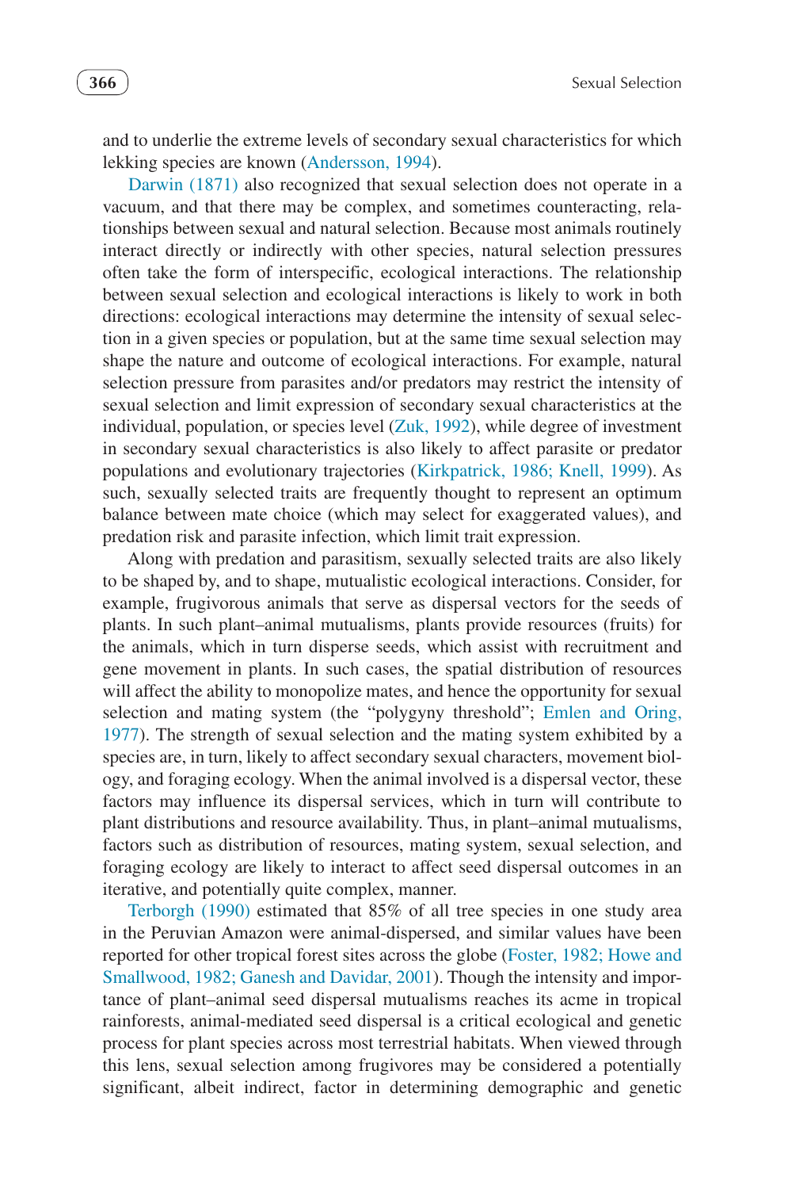and to underlie the extreme levels of secondary sexual characteristics for which lekking species are known (Andersson, 1994).

Darwin (1871) also recognized that sexual selection does not operate in a vacuum, and that there may be complex, and sometimes counteracting, relationships between sexual and natural selection. Because most animals routinely interact directly or indirectly with other species, natural selection pressures often take the form of interspecific, ecological interactions. The relationship between sexual selection and ecological interactions is likely to work in both directions: ecological interactions may determine the intensity of sexual selection in a given species or population, but at the same time sexual selection may shape the nature and outcome of ecological interactions. For example, natural selection pressure from parasites and/or predators may restrict the intensity of sexual selection and limit expression of secondary sexual characteristics at the individual, population, or species level (Zuk, 1992), while degree of investment in secondary sexual characteristics is also likely to affect parasite or predator populations and evolutionary trajectories (Kirkpatrick, 1986; Knell, 1999). As such, sexually selected traits are frequently thought to represent an optimum balance between mate choice (which may select for exaggerated values), and predation risk and parasite infection, which limit trait expression.

Along with predation and parasitism, sexually selected traits are also likely to be shaped by, and to shape, mutualistic ecological interactions. Consider, for example, frugivorous animals that serve as dispersal vectors for the seeds of plants. In such plant–animal mutualisms, plants provide resources (fruits) for the animals, which in turn disperse seeds, which assist with recruitment and gene movement in plants. In such cases, the spatial distribution of resources will affect the ability to monopolize mates, and hence the opportunity for sexual selection and mating system (the "polygyny threshold"; Emlen and Oring, 1977). The strength of sexual selection and the mating system exhibited by a species are, in turn, likely to affect secondary sexual characters, movement biology, and foraging ecology. When the animal involved is a dispersal vector, these factors may influence its dispersal services, which in turn will contribute to plant distributions and resource availability. Thus, in plant–animal mutualisms, factors such as distribution of resources, mating system, sexual selection, and foraging ecology are likely to interact to affect seed dispersal outcomes in an iterative, and potentially quite complex, manner.

Terborgh (1990) estimated that 85% of all tree species in one study area in the Peruvian Amazon were animal-dispersed, and similar values have been reported for other tropical forest sites across the globe (Foster, 1982; Howe and Smallwood, 1982; Ganesh and Davidar, 2001). Though the intensity and importance of plant–animal seed dispersal mutualisms reaches its acme in tropical rainforests, animal-mediated seed dispersal is a critical ecological and genetic process for plant species across most terrestrial habitats. When viewed through this lens, sexual selection among frugivores may be considered a potentially significant, albeit indirect, factor in determining demographic and genetic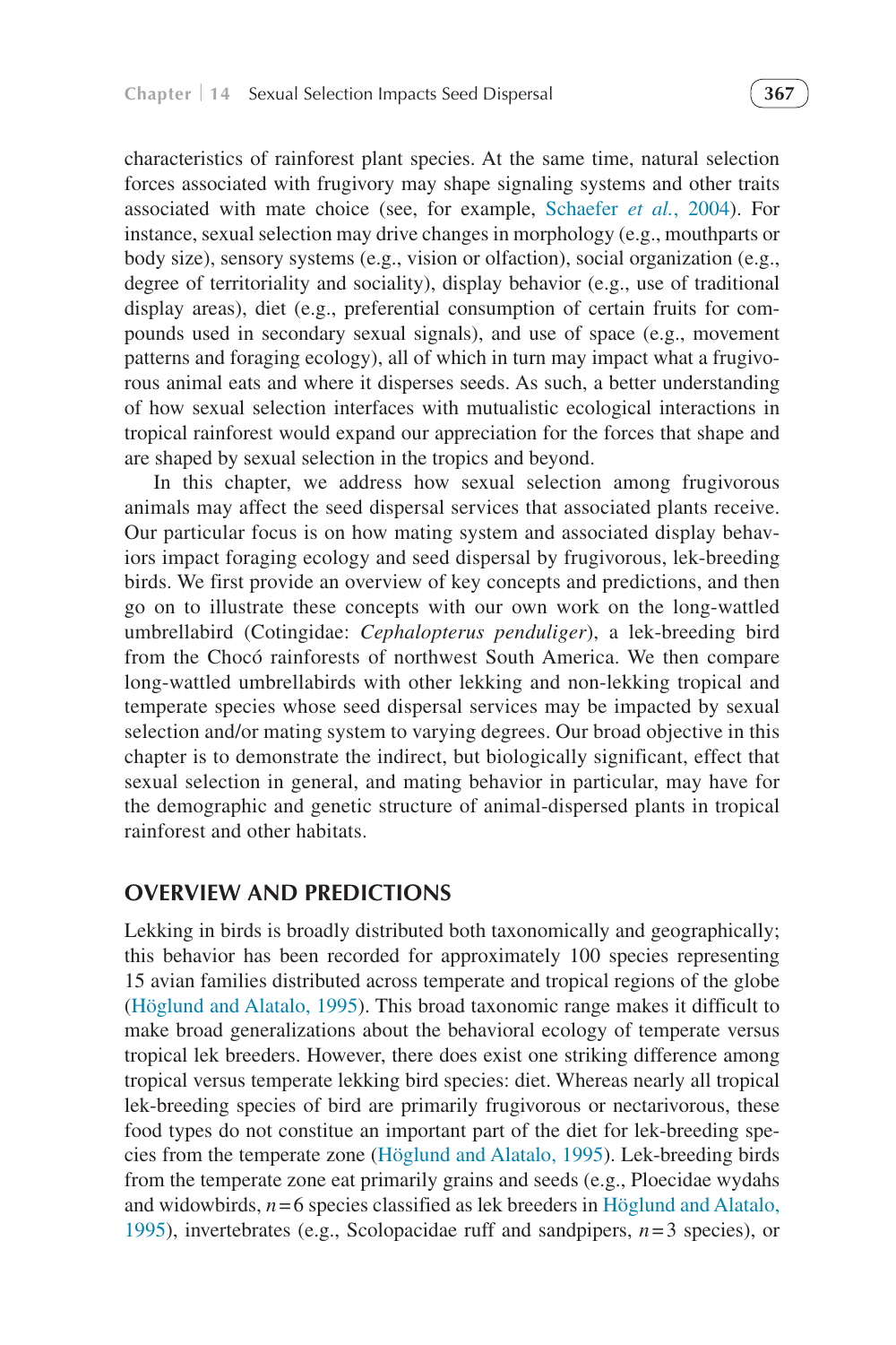characteristics of rainforest plant species. At the same time, natural selection forces associated with frugivory may shape signaling systems and other traits associated with mate choice (see, for example, Schaefer *et al.*, 2004). For instance, sexual selection may drive changes in morphology (e.g., mouthparts or body size), sensory systems (e.g., vision or olfaction), social organization (e.g., degree of territoriality and sociality), display behavior (e.g., use of traditional display areas), diet (e.g., preferential consumption of certain fruits for compounds used in secondary sexual signals), and use of space (e.g., movement patterns and foraging ecology), all of which in turn may impact what a frugivorous animal eats and where it disperses seeds. As such, a better understanding of how sexual selection interfaces with mutualistic ecological interactions in tropical rainforest would expand our appreciation for the forces that shape and are shaped by sexual selection in the tropics and beyond.

In this chapter, we address how sexual selection among frugivorous animals may affect the seed dispersal services that associated plants receive. Our particular focus is on how mating system and associated display behaviors impact foraging ecology and seed dispersal by frugivorous, lek-breeding birds. We first provide an overview of key concepts and predictions, and then go on to illustrate these concepts with our own work on the long-wattled umbrellabird (Cotingidae: *Cephalopterus penduliger*), a lek-breeding bird from the Chocó rainforests of northwest South America. We then compare long-wattled umbrellabirds with other lekking and non-lekking tropical and temperate species whose seed dispersal services may be impacted by sexual selection and/or mating system to varying degrees. Our broad objective in this chapter is to demonstrate the indirect, but biologically significant, effect that sexual selection in general, and mating behavior in particular, may have for the demographic and genetic structure of animal-dispersed plants in tropical rainforest and other habitats.

## OVERVIEW AND PREDICTIONS

Lekking in birds is broadly distributed both taxonomically and geographically; this behavior has been recorded for approximately 100 species representing 15 avian families distributed across temperate and tropical regions of the globe (Höglund and Alatalo, 1995). This broad taxonomic range makes it difficult to make broad generalizations about the behavioral ecology of temperate versus tropical lek breeders. However, there does exist one striking difference among tropical versus temperate lekking bird species: diet. Whereas nearly all tropical lek-breeding species of bird are primarily frugivorous or nectarivorous, these food types do not constitue an important part of the diet for lek-breeding species from the temperate zone (Höglund and Alatalo, 1995). Lek-breeding birds from the temperate zone eat primarily grains and seeds (e.g., Ploecidae wydahs and widowbirds, $n = 6$ species classified as lek breeders in Höglund and Alatalo, 1995), invertebrates (e.g., Scolopacidae ruff and sandpipers, $n = 3$ species), or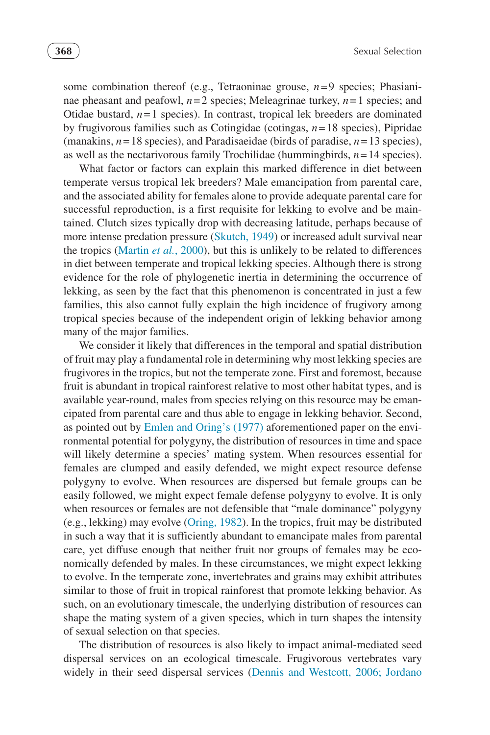some combination thereof (e.g., Tetraoninae grouse, $n = 9$ species; Phasianinae pheasant and peafowl, $n = 2$ species; Meleagrinae turkey, $n = 1$ species; and Otidae bustard, $n = 1$ species). In contrast, tropical lek breeders are dominated by frugivorous families such as Cotingidae (cotingas, $n = 18$ species), Pipridae (manakins, $n = 18$ species), and Paradisaeidae (birds of paradise, $n = 13$ species), as well as the nectarivorous family Trochilidae (hummingbirds, $n = 14$ species).

What factor or factors can explain this marked difference in diet between temperate versus tropical lek breeders? Male emancipation from parental care, and the associated ability for females alone to provide adequate parental care for successful reproduction, is a first requisite for lekking to evolve and be maintained. Clutch sizes typically drop with decreasing latitude, perhaps because of more intense predation pressure (Skutch, 1949) or increased adult survival near the tropics (Martin *et al.*, 2000), but this is unlikely to be related to differences in diet between temperate and tropical lekking species. Although there is strong evidence for the role of phylogenetic inertia in determining the occurrence of lekking, as seen by the fact that this phenomenon is concentrated in just a few families, this also cannot fully explain the high incidence of frugivory among tropical species because of the independent origin of lekking behavior among many of the major families.

We consider it likely that differences in the temporal and spatial distribution of fruit may play a fundamental role in determining why most lekking species are frugivores in the tropics, but not the temperate zone. First and foremost, because fruit is abundant in tropical rainforest relative to most other habitat types, and is available year-round, males from species relying on this resource may be emancipated from parental care and thus able to engage in lekking behavior. Second, as pointed out by Emlen and Oring's (1977) aforementioned paper on the environmental potential for polygyny, the distribution of resources in time and space will likely determine a species' mating system. When resources essential for females are clumped and easily defended, we might expect resource defense polygyny to evolve. When resources are dispersed but female groups can be easily followed, we might expect female defense polygyny to evolve. It is only when resources or females are not defensible that "male dominance" polygyny (e.g., lekking) may evolve (Oring, 1982). In the tropics, fruit may be distributed in such a way that it is sufficiently abundant to emancipate males from parental care, yet diffuse enough that neither fruit nor groups of females may be economically defended by males. In these circumstances, we might expect lekking to evolve. In the temperate zone, invertebrates and grains may exhibit attributes similar to those of fruit in tropical rainforest that promote lekking behavior. As such, on an evolutionary timescale, the underlying distribution of resources can shape the mating system of a given species, which in turn shapes the intensity of sexual selection on that species.

The distribution of resources is also likely to impact animal-mediated seed dispersal services on an ecological timescale. Frugivorous vertebrates vary widely in their seed dispersal services (Dennis and Westcott, 2006; Jordano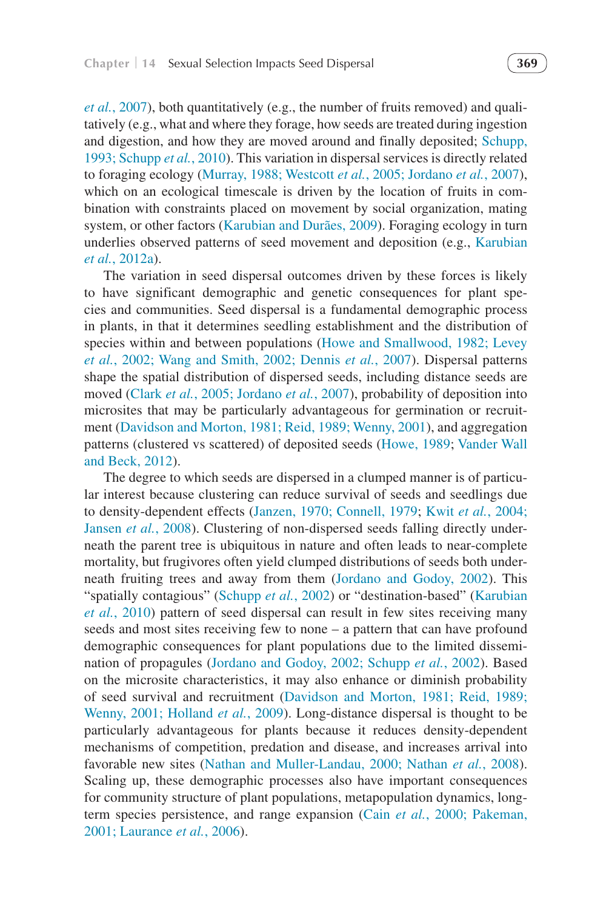*et al.*, 2007), both quantitatively (e.g., the number of fruits removed) and qualitatively (e.g., what and where they forage, how seeds are treated during ingestion and digestion, and how they are moved around and finally deposited; Schupp, 1993; Schupp *et al.*, 2010). This variation in dispersal services is directly related to foraging ecology (Murray, 1988; Westcott *et al.*, 2005; Jordano *et al.*, 2007), which on an ecological timescale is driven by the location of fruits in combination with constraints placed on movement by social organization, mating system, or other factors (Karubian and Durães, 2009). Foraging ecology in turn underlies observed patterns of seed movement and deposition (e.g., Karubian *et al.*, 2012a).

The variation in seed dispersal outcomes driven by these forces is likely to have significant demographic and genetic consequences for plant species and communities. Seed dispersal is a fundamental demographic process in plants, in that it determines seedling establishment and the distribution of species within and between populations (Howe and Smallwood, 1982; Levey *et al.*, 2002; Wang and Smith, 2002; Dennis *et al.*, 2007). Dispersal patterns shape the spatial distribution of dispersed seeds, including distance seeds are moved (Clark *et al.*, 2005; Jordano *et al.*, 2007), probability of deposition into microsites that may be particularly advantageous for germination or recruitment (Davidson and Morton, 1981; Reid, 1989; Wenny, 2001), and aggregation patterns (clustered vs scattered) of deposited seeds (Howe, 1989; Vander Wall and Beck, 2012).

The degree to which seeds are dispersed in a clumped manner is of particular interest because clustering can reduce survival of seeds and seedlings due to density-dependent effects (Janzen, 1970; Connell, 1979; Kwit *et al.*, 2004; Jansen *et al.*, 2008). Clustering of non-dispersed seeds falling directly underneath the parent tree is ubiquitous in nature and often leads to near-complete mortality, but frugivores often yield clumped distributions of seeds both underneath fruiting trees and away from them (Jordano and Godoy, 2002). This "spatially contagious" (Schupp *et al.*, 2002) or "destination-based" (Karubian *et al.*, 2010) pattern of seed dispersal can result in few sites receiving many seeds and most sites receiving few to none – a pattern that can have profound demographic consequences for plant populations due to the limited dissemination of propagules (Jordano and Godoy, 2002; Schupp *et al.*, 2002). Based on the microsite characteristics, it may also enhance or diminish probability of seed survival and recruitment (Davidson and Morton, 1981; Reid, 1989; Wenny, 2001; Holland *et al.*, 2009). Long-distance dispersal is thought to be particularly advantageous for plants because it reduces density-dependent mechanisms of competition, predation and disease, and increases arrival into favorable new sites (Nathan and Muller-Landau, 2000; Nathan *et al.*, 2008). Scaling up, these demographic processes also have important consequences for community structure of plant populations, metapopulation dynamics, long-term species persistence, and range expansion (Cain *et al.*, 2000; Pakeman, 2001; Laurance *et al.*, 2006).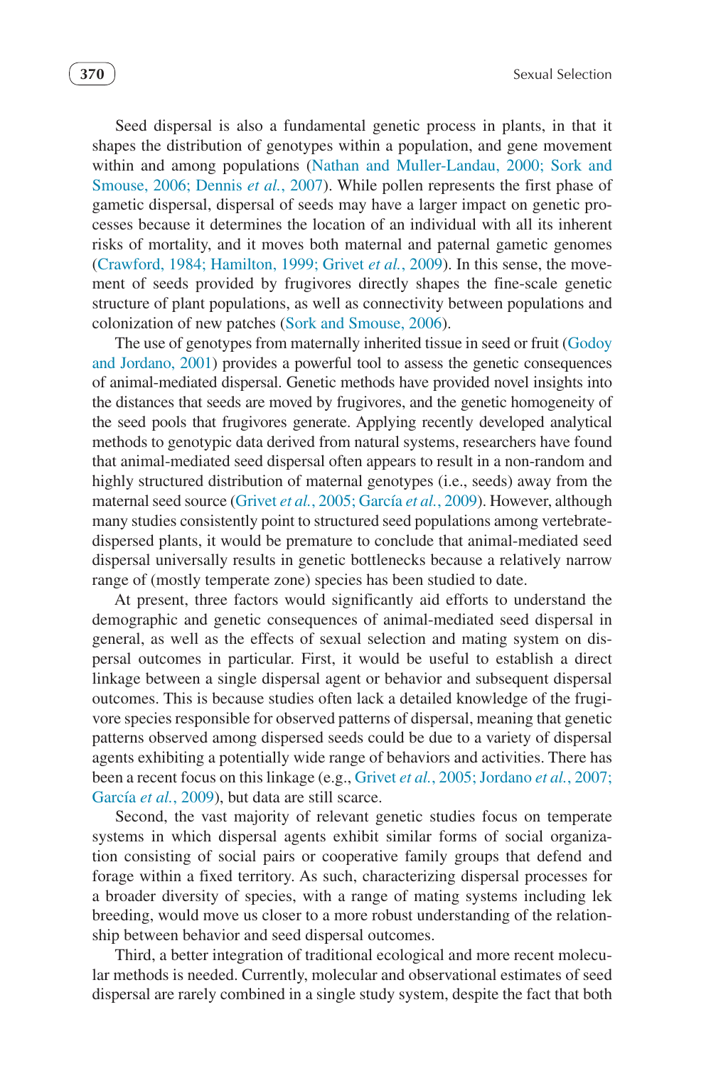Seed dispersal is also a fundamental genetic process in plants, in that it shapes the distribution of genotypes within a population, and gene movement within and among populations (Nathan and Muller-Landau, 2000; Sork and Smouse, 2006; Dennis *et al.*, 2007). While pollen represents the first phase of gametic dispersal, dispersal of seeds may have a larger impact on genetic processes because it determines the location of an individual with all its inherent risks of mortality, and it moves both maternal and paternal gametic genomes (Crawford, 1984; Hamilton, 1999; Grivet *et al.*, 2009). In this sense, the movement of seeds provided by frugivores directly shapes the fine-scale genetic structure of plant populations, as well as connectivity between populations and colonization of new patches (Sork and Smouse, 2006).

The use of genotypes from maternally inherited tissue in seed or fruit (Godoy and Jordano, 2001) provides a powerful tool to assess the genetic consequences of animal-mediated dispersal. Genetic methods have provided novel insights into the distances that seeds are moved by frugivores, and the genetic homogeneity of the seed pools that frugivores generate. Applying recently developed analytical methods to genotypic data derived from natural systems, researchers have found that animal-mediated seed dispersal often appears to result in a non-random and highly structured distribution of maternal genotypes (i.e., seeds) away from the maternal seed source (Grivet *et al.*, 2005; García *et al.*, 2009). However, although many studies consistently point to structured seed populations among vertebrate-dispersed plants, it would be premature to conclude that animal-mediated seed dispersal universally results in genetic bottlenecks because a relatively narrow range of (mostly temperate zone) species has been studied to date.

At present, three factors would significantly aid efforts to understand the demographic and genetic consequences of animal-mediated seed dispersal in general, as well as the effects of sexual selection and mating system on dispersal outcomes in particular. First, it would be useful to establish a direct linkage between a single dispersal agent or behavior and subsequent dispersal outcomes. This is because studies often lack a detailed knowledge of the frugivore species responsible for observed patterns of dispersal, meaning that genetic patterns observed among dispersed seeds could be due to a variety of dispersal agents exhibiting a potentially wide range of behaviors and activities. There has been a recent focus on this linkage (e.g., Grivet *et al.*, 2005; Jordano *et al.*, 2007; García *et al.*, 2009), but data are still scarce.

Second, the vast majority of relevant genetic studies focus on temperate systems in which dispersal agents exhibit similar forms of social organization consisting of social pairs or cooperative family groups that defend and forage within a fixed territory. As such, characterizing dispersal processes for a broader diversity of species, with a range of mating systems including lek breeding, would move us closer to a more robust understanding of the relationship between behavior and seed dispersal outcomes.

Third, a better integration of traditional ecological and more recent molecular methods is needed. Currently, molecular and observational estimates of seed dispersal are rarely combined in a single study system, despite the fact that both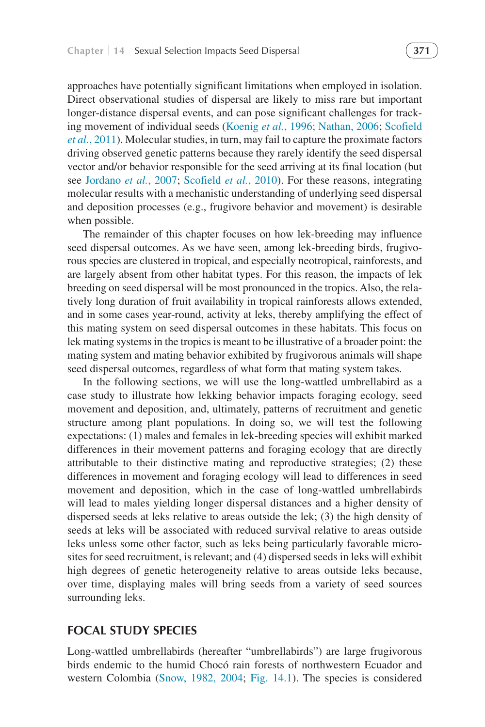approaches have potentially significant limitations when employed in isolation. Direct observational studies of dispersal are likely to miss rare but important longer-distance dispersal events, and can pose significant challenges for tracking movement of individual seeds (Koenig *et al.*, 1996; Nathan, 2006; Scofield *et al.*, 2011). Molecular studies, in turn, may fail to capture the proximate factors driving observed genetic patterns because they rarely identify the seed dispersal vector and/or behavior responsible for the seed arriving at its final location (but see Jordano *et al.*, 2007; Scofield *et al.*, 2010). For these reasons, integrating molecular results with a mechanistic understanding of underlying seed dispersal and deposition processes (e.g., frugivore behavior and movement) is desirable when possible.

The remainder of this chapter focuses on how lek-breeding may influence seed dispersal outcomes. As we have seen, among lek-breeding birds, frugivorous species are clustered in tropical, and especially neotropical, rainforests, and are largely absent from other habitat types. For this reason, the impacts of lek breeding on seed dispersal will be most pronounced in the tropics. Also, the relatively long duration of fruit availability in tropical rainforests allows extended, and in some cases year-round, activity at leks, thereby amplifying the effect of this mating system on seed dispersal outcomes in these habitats. This focus on lek mating systems in the tropics is meant to be illustrative of a broader point: the mating system and mating behavior exhibited by frugivorous animals will shape seed dispersal outcomes, regardless of what form that mating system takes.

In the following sections, we will use the long-wattled umbrellabird as a case study to illustrate how lekking behavior impacts foraging ecology, seed movement and deposition, and, ultimately, patterns of recruitment and genetic structure among plant populations. In doing so, we will test the following expectations: (1) males and females in lek-breeding species will exhibit marked differences in their movement patterns and foraging ecology that are directly attributable to their distinctive mating and reproductive strategies; (2) these differences in movement and foraging ecology will lead to differences in seed movement and deposition, which in the case of long-wattled umbrellabirds will lead to males yielding longer dispersal distances and a higher density of dispersed seeds at leks relative to areas outside the lek; (3) the high density of seeds at leks will be associated with reduced survival relative to areas outside leks unless some other factor, such as leks being particularly favorable microsites for seed recruitment, is relevant; and (4) dispersed seeds in leks will exhibit high degrees of genetic heterogeneity relative to areas outside leks because, over time, displaying males will bring seeds from a variety of seed sources surrounding leks.

## FOCAL STUDY SPECIES

Long-wattled umbrellabirds (hereafter "umbrellabirds") are large frugivorous birds endemic to the humid Chocó rain forests of northwestern Ecuador and western Colombia (Snow, 1982, 2004; Fig. 14.1). The species is considered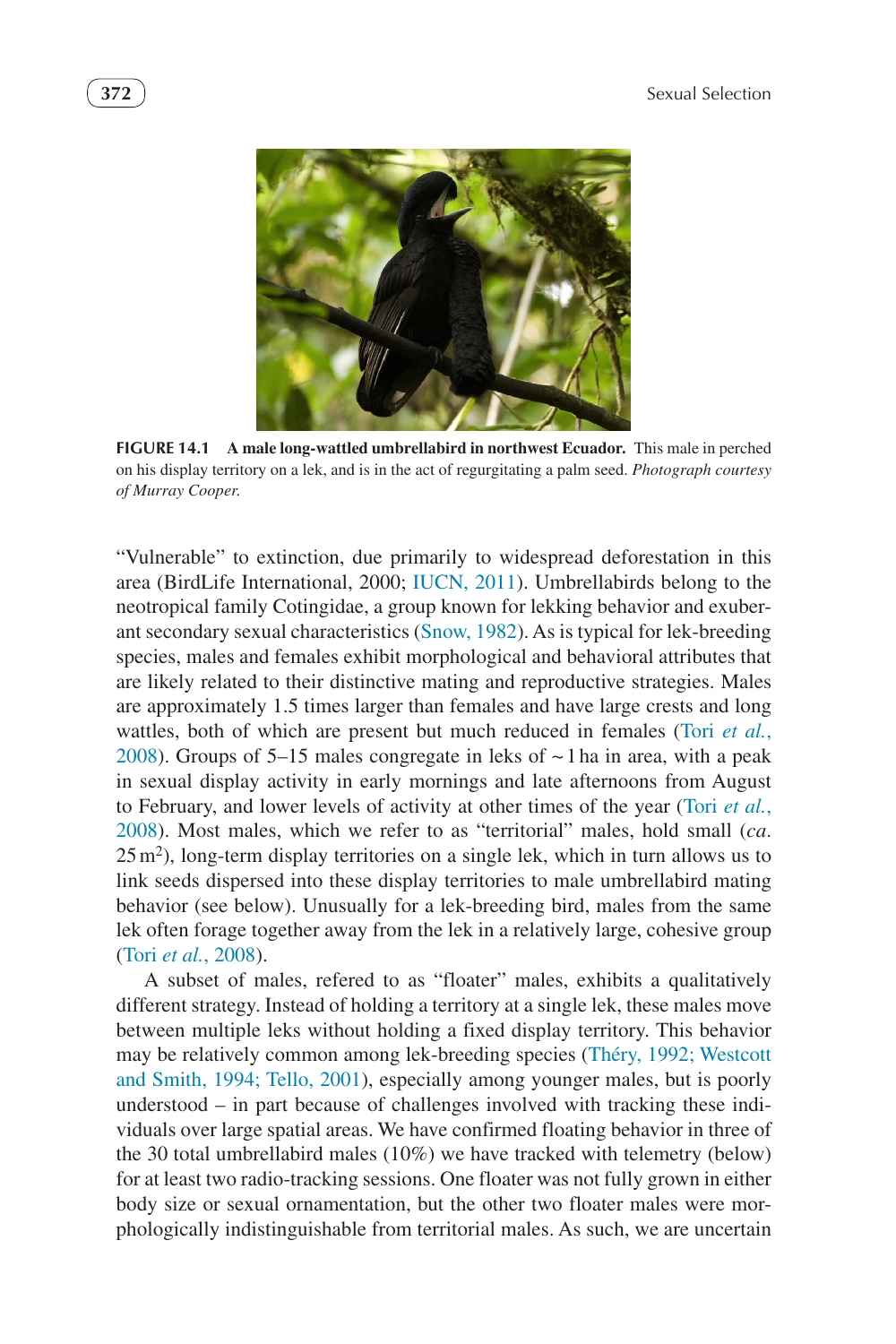**FIGURE 14.1 A male long-wattled umbrellabird in northwest Ecuador.** This male in perched on his display territory on a lek, and is in the act of regurgitating a palm seed. *Photograph courtesy of Murray Cooper.*

"Vulnerable" to extinction, due primarily to widespread deforestation in this area (BirdLife International, 2000; IUCN, 2011). Umbrellabirds belong to the neotropical family Cotingidae, a group known for lekking behavior and exuberant secondary characteristics (Snow, 1982). As is typical for lek-breeding species, males and females exhibit morphological and behavioral attributes that are likely related to their distinctive mating and reproductive strategies. Males are approximately 1.5 times larger than females and have large crests and long wattles, both of which are present but much reduced in females (Tori *et al.*, 2008). Groups of 5–15 males congregate in leks of ~1 ha in area, with a peak in sexual display activity in early mornings and late afternoons from August to February, and lower levels of activity at other times of the year (Tori *et al.*, 2008). Most males, which we refer to as "territorial" males, hold small (*ca.* 25 $m^2$), long-term display territories on a single lek, which in turn allows us to link seeds dispersed into these display territories to male umbrellabird mating behavior (see below). Unusually for a lek-breeding bird, males from the same lek often forage together away from the lek in a relatively large, cohesive group (Tori *et al.*, 2008).

A subset of males, refered to as "floater" males, exhibits a qualitatively different strategy. Instead of holding a territory at a single lek, these males move between multiple leks without holding a fixed display territory. This behavior may be relatively common among lek-breeding species (Théry, 1992; Westcott and Smith, 1994; Tello, 2001), especially among younger males, but is poorly understood – in part because of challenges involved with tracking these individuals over large spatial areas. We have confirmed floating behavior in three of the 30 total umbrellabird males (10%) we have tracked with telemetry (below) for at least two radio-tracking sessions. One floater was not fully grown in either body size or sexual ornamentation, but the other two floater males were morphologically indistinguishable from territorial males. As such, we are uncertain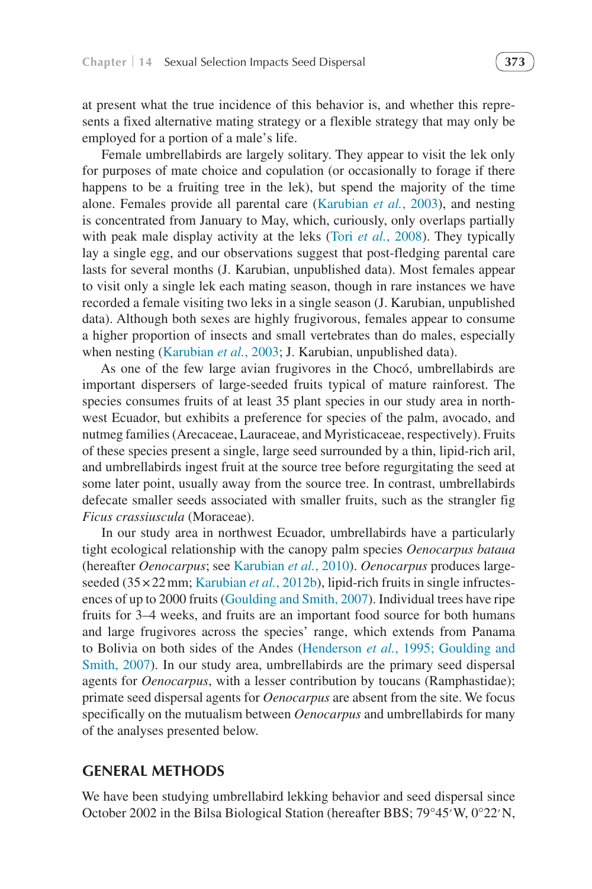at present what the true incidence of this behavior is, and whether this represents a fixed alternative mating strategy or a flexible strategy that may only be employed for a portion of a male's life.

Female umbrellabirds are largely solitary. They appear to visit the lek only for purposes of mate choice and copulation (or occasionally to forage if there happens to be a fruiting tree in the lek), but spend the majority of the time alone. Females provide all parental care (Karubian *et al.*, 2003), and nesting is concentrated from January to May, which, curiously, only overlaps partially with peak male display activity at the leks (Tori *et al.*, 2008). They typically lay a single egg, and our observations suggest that post-fledging parental care lasts for several months (J. Karubian, unpublished data). Most females appear to visit only a single lek each mating season, though in rare instances we have recorded a female visiting two leks in a single season (J. Karubian, unpublished data). Although both sexes are highly frugivorous, females appear to consume a higher proportion of insects and small vertebrates than do males, especially when nesting (Karubian *et al.*, 2003; J. Karubian, unpublished data).

As one of the few large avian frugivores in the Chocó, umbrellabirds are important dispersers of large-seeded fruits typical of mature rainforest. The species consumes fruits of at least 35 plant species in our study area in northwest Ecuador, but exhibits a preference for species of the palm, avocado, and nutmeg families (Arecaceae, Lauraceae, and Myristicaceae, respectively). Fruits of these species present a single, large seed surrounded by a thin, lipid-rich aril, and umbrellabirds ingest fruit at the source tree before regurgitating the seed at some later point, usually away from the source tree. In contrast, umbrellabirds defecate smaller seeds associated with smaller fruits, such as the strangler fig *Ficus crassiuscula* (Moraceae).

In our study area in northwest Ecuador, umbrellabirds have a particularly tight ecological relationship with the canopy palm species *Oenocarpus bataua* (hereafter *Oenocarpus*; see Karubian *et al.*, 2010). *Oenocarpus* produces large-seeded (35 × 22 mm; Karubian *et al.*, 2012b), lipid-rich fruits in single infructesences of up to 2000 fruits (Goulding and Smith, 2007). Individual trees have ripe fruits for 3–4 weeks, and fruits are an important food source for both humans and large frugivores across the species' range, which extends from Panama to Bolivia on both sides of the Andes (Henderson *et al.*, 1995; Goulding and Smith, 2007). In our study area, umbrellabirds are the primary seed dispersal agents for *Oenocarpus*, with a lesser contribution by toucans (Ramphastidae); primate seed dispersal agents for *Oenocarpus* are absent from the site. We focus specifically on the mutualism between *Oenocarpus* and umbrellabirds for many of the analyses presented below.

## GENERAL METHODS

We have been studying umbrellabird lekking behavior and seed dispersal since October 2002 in the Bilsa Biological Station (hereafter BBS; 79°45′W, 0°22′N,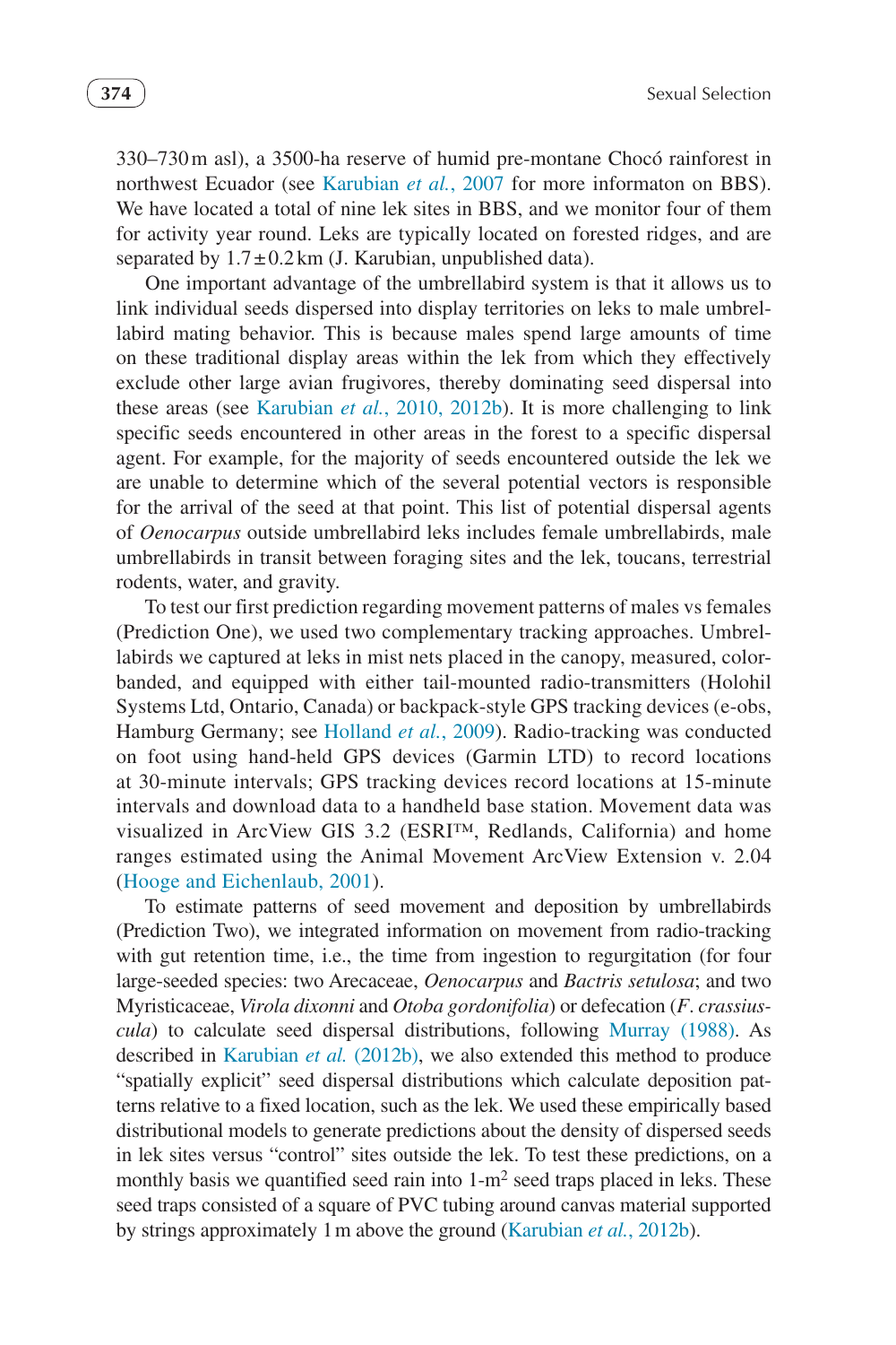330–730 m asl), a 3500-ha reserve of humid pre-montane Chocó rainforest in northwest Ecuador (see Karubian *et al.*, 2007 for more informaton on BBS). We have located a total of nine lek sites in BBS, and we monitor four of them for activity year round. Leks are typically located on forested ridges, and are separated by $1.7 \pm 0.2$ km (J. Karubian, unpublished data).

One important advantage of the umbrellabird system is that it allows us to link individual seeds dispersed into display territories on leks to male umbrellabird mating behavior. This is because males spend large amounts of time on these traditional display areas within the lek from which they effectively exclude other large avian frugivores, thereby dominating seed dispersal into these areas (see Karubian *et al.*, 2010, 2012b). It is more challenging to link specific seeds encountered in other areas in the forest to a specific dispersal agent. For example, for the majority of seeds encountered outside the lek we are unable to determine which of the several potential vectors is responsible for the arrival of the seed at that point. This list of potential dispersal agents of *Oenocarpus* outside umbrellabird leks includes female umbrellabirds, male umbrellabirds in transit between foraging sites and the lek, toucans, terrestrial rodents, water, and gravity.

To test our first prediction regarding movement patterns of males vs females (Prediction One), we used two complementary tracking approaches. Umbrellabirds we captured at leks in mist nets placed in the canopy, measured, color-banded, and equipped with either tail-mounted radio-transmitters (Holohil Systems Ltd, Ontario, Canada) or backpack-style GPS tracking devices (e-obs, Hamburg Germany; see Holland *et al.*, 2009). Radio-tracking was conducted on foot using hand-held GPS devices (Garmin LTD) to record locations at 30-minute intervals; GPS tracking devices record locations at 15-minute intervals and download data to a handheld base station. Movement data was visualized in ArcView GIS 3.2 (ESRI™, Redlands, California) and home ranges estimated using the Animal Movement ArcView Extension v. 2.04 (Hooge and Eichenlaub, 2001).

To estimate patterns of seed movement and deposition by umbrellabirds (Prediction Two), we integrated information on movement from radio-tracking with gut retention time, i.e., the time from ingestion to regurgitation (for four large-seeded species: two Arecaceae, *Oenocarpus* and *Bactris setulosa*; and two Myristicaceae, *Virola dixonni* and *Otoba gordonifolia*) or defecation (*F. crassiuscula*) to calculate seed dispersal distributions, following Murray (1988). As described in Karubian *et al.* (2012b), we also extended this method to produce "spatially explicit" seed dispersal distributions which calculate deposition patterns relative to a fixed location, such as the lek. We used these empirically based distributional models to generate predictions about the density of dispersed seeds in lek sites versus "control" sites outside the lek. To test these predictions, on a monthly basis we quantified seed rain into 1-m$^2$ seed traps placed in leks. These seed traps consisted of a square of PVC tubing around canvas material supported by strings approximately 1 m above the ground (Karubian *et al.*, 2012b).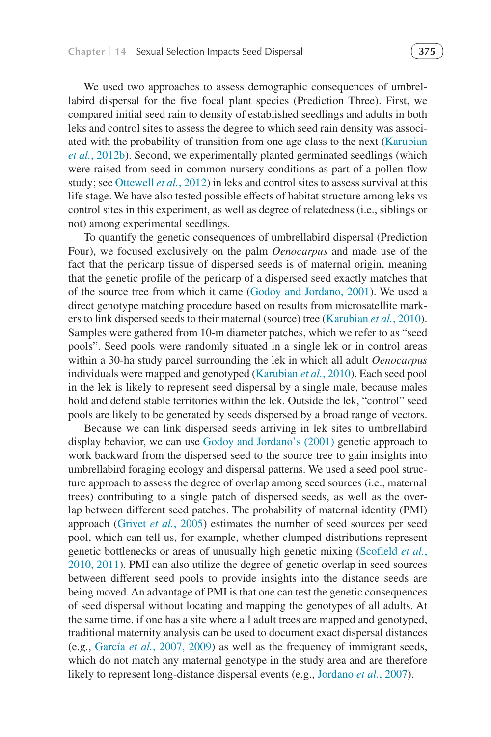We used two approaches to assess demographic consequences of umbrellabird dispersal for the five focal plant species (Prediction Three). First, we compared initial seed rain to density of established seedlings and adults in both leks and control sites to assess the degree to which seed rain density was associated with the probability of transition from one age class to the next (Karubian *et al.*, 2012b). Second, we experimentally planted germinated seedlings (which were raised from seed in common nursery conditions as part of a pollen flow study; see Ottewell *et al.*, 2012) in leks and control sites to assess survival at this life stage. We have also tested possible effects of habitat structure among leks vs control sites in this experiment, as well as degree of relatedness (i.e., siblings or not) among experimental seedlings.

To quantify the genetic consequences of umbrellabird dispersal (Prediction Four), we focused exclusively on the palm *Oenocarpus* and made use of the fact that the pericarp tissue of dispersed seeds is of maternal origin, meaning that the genetic profile of the pericarp of a dispersed seed exactly matches that of the source tree from which it came (Godoy and Jordano, 2001). We used a direct genotype matching procedure based on results from microsatellite markers to link dispersed seeds to their maternal (source) tree (Karubian *et al.*, 2010). Samples were gathered from 10-m diameter patches, which we refer to as "seed pools". Seed pools were randomly situated in a single lek or in control areas within a 30-ha study parcel surrounding the lek in which all adult *Oenocarpus* individuals were mapped and genotyped (Karubian *et al.*, 2010). Each seed pool in the lek is likely to represent seed dispersal by a single male, because males hold and defend stable territories within the lek. Outside the lek, "control" seed pools are likely to be generated by seeds dispersed by a broad range of vectors.

Because we can link dispersed seeds arriving in lek sites to umbrellabird display behavior, we can use Godoy and Jordano's (2001) genetic approach to work backward from the dispersed seed to the source tree to gain insights into umbrellabird foraging ecology and dispersal patterns. We used a seed pool structure approach to assess the degree of overlap among seed sources (i.e., maternal trees) contributing to a single patch of dispersed seeds, as well as the overlap between different seed patches. The probability of maternal identity (PMI) approach (Grivet *et al.*, 2005) estimates the number of seed sources per seed pool, which can tell us, for example, whether clumped distributions represent genetic bottlenecks or areas of unusually high genetic mixing (Scofield *et al.*, 2010, 2011). PMI can also utilize the degree of genetic overlap in seed sources between different seed pools to provide insights into the distance seeds are being moved. An advantage of PMI is that one can test the genetic consequences of seed dispersal without locating and mapping the genotypes of all adults. At the same time, if one has a site where all adult trees are mapped and genotyped, traditional maternity analysis can be used to document exact dispersal distances (e.g., García *et al.*, 2007, 2009) as well as the frequency of immigrant seeds, which do not match any maternal genotype in the study area and are therefore likely to represent long-distance dispersal events (e.g., Jordano *et al.*, 2007).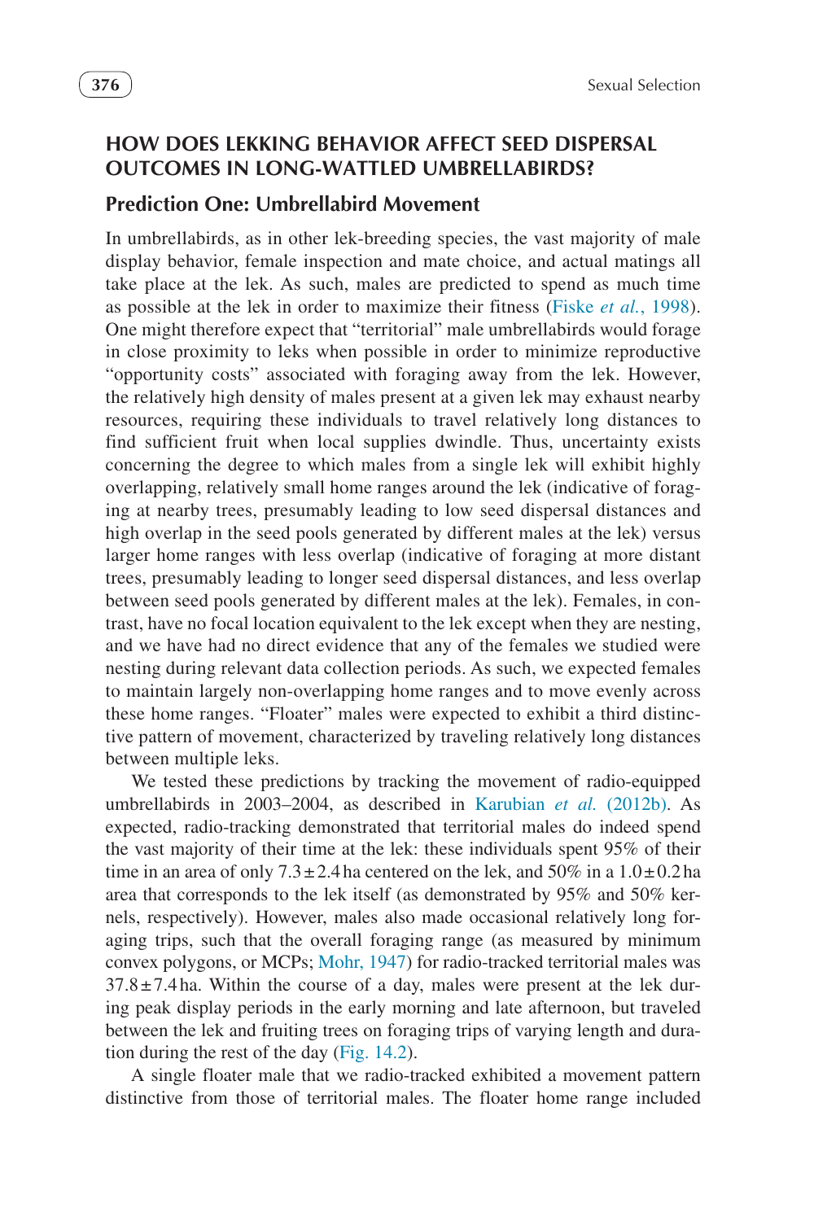## HOW DOES LEKKING BEHAVIOR AFFECT SEED DISPERSAL OUTCOMES IN LONG-WATTLED UMBRELLABIRDS?

### Prediction One: Umbrellabird Movement

In umbrellabirds, as in other lek-breeding species, the vast majority of male display behavior, female inspection and mate choice, and actual matings all take place at the lek. As such, males are predicted to spend as much time as possible at the lek in order to maximize their fitness (Fiske *et al.*, 1998). One might therefore expect that "territorial" male umbrellabirds would forage in close proximity to leks when possible in order to minimize reproductive "opportunity costs" associated with foraging away from the lek. However, the relatively high density of males present at a given lek may exhaust nearby resources, requiring these individuals to travel relatively long distances to find sufficient fruit when local supplies dwindle. Thus, uncertainty exists concerning the degree to which males from a single lek will exhibit highly overlapping, relatively small home ranges around the lek (indicative of foraging at nearby trees, presumably leading to low seed dispersal distances and high overlap in the seed pools generated by different males at the lek) versus larger home ranges with less overlap (indicative of foraging at more distant trees, presumably leading to longer seed dispersal distances, and less overlap between seed pools generated by different males at the lek). Females, in contrast, have no focal location equivalent to the lek except when they are nesting, and we have had no direct evidence that any of the females we studied were nesting during relevant data collection periods. As such, we expected females to maintain largely non-overlapping home ranges and to move evenly across these home ranges. "Floater" males were expected to exhibit a third distinctive pattern of movement, characterized by traveling relatively long distances between multiple leks.

We tested these predictions by tracking the movement of radio-equipped umbrellabirds in 2003–2004, as described in Karubian *et al.* (2012b). As expected, radio-tracking demonstrated that territorial males do indeed spend the vast majority of their time at the lek: these individuals spent 95% of their time in an area of only $7.3 \pm 2.4$ ha centered on the lek, and 50% in a $1.0 \pm 0.2$ ha area that corresponds to the lek itself (as demonstrated by 95% and 50% kernels, respectively). However, males also made occasional relatively long foraging trips, such that the overall foraging range (as measured by minimum convex polygons, or MCPs; Mohr, 1947) for radio-tracked territorial males was $37.8 \pm 7.4$ ha. Within the course of a day, males were present at the lek during peak display periods in the early morning and late afternoon, but traveled between the lek and fruiting trees on foraging trips of varying length and duration during the rest of the day (Fig. 14.2).

A single floater male that we radio-tracked exhibited a movement pattern distinctive from those of territorial males. The floater home range included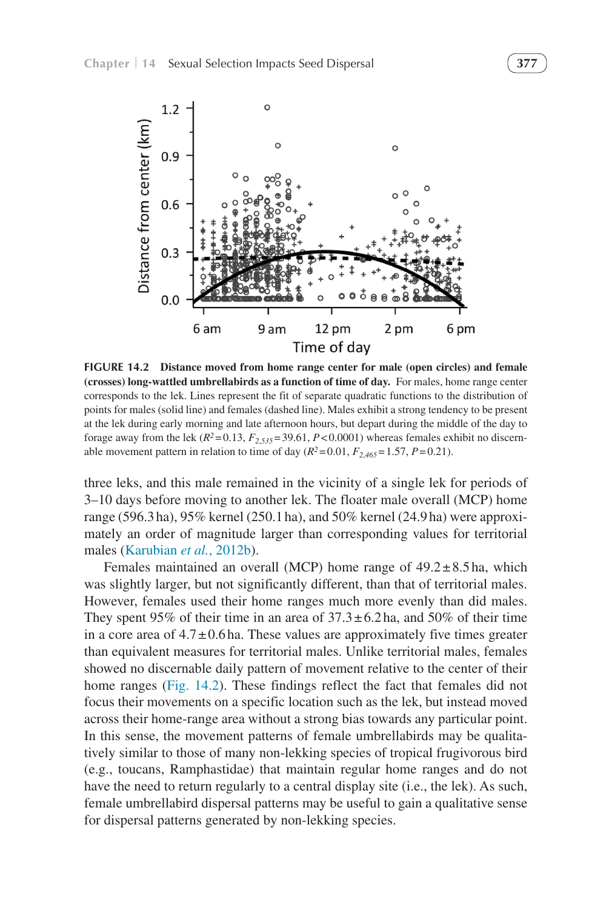FIGURE 14.2 **Distance moved from home range center for male (open circles) and female (crosses) long-wattled umbrellabirds as a function of time of day.** For males, home range center corresponds to the lek. Lines represent the fit of separate quadratic functions to the distribution of points for males (solid line) and females (dashed line). Males exhibit a strong tendency to be present at the lek during early morning and late afternoon hours, but depart during the middle of the day to forage away from the lek ($R^2=0.13$, $F_{2,535}=39.61$, $P<0.0001$) whereas females exhibit no discernable movement pattern in relation to time of day ($R^2=0.01$, $F_{2,465}=1.57$, $P=0.21$).

three leks, and this male remained in the vicinity of a single lek for periods of 3–10 days before moving to another lek. The floater male overall (MCP) home range (596.3 ha), 95% kernel (250.1 ha), and 50% kernel (24.9 ha) were approximately an order of magnitude larger than corresponding values for territorial males (Karubian *et al.*, 2012b).

Females maintained an overall (MCP) home range of 49.2 ± 8.5 ha, which was slightly larger, but not significantly different, than that of territorial males. However, females used their home ranges much more evenly than did males. They spent 95% of their time in an area of 37.3 ± 6.2 ha, and 50% of their time in a core area of 4.7 ± 0.6 ha. These values are approximately five times greater than equivalent measures for territorial males. Unlike territorial males, females showed no discernable daily pattern of movement relative to the center of their home ranges (Fig. 14.2). These findings reflect the fact that females did not focus their movements on a specific location such as the lek, but instead moved across their home-range area without a strong bias towards any particular point. In this sense, the movement patterns of female umbrellabirds may be qualitatively similar to those of many non-lekking species of tropical frugivorous bird (e.g., toucans, Ramphastidae) that maintain regular home ranges and do not have the need to return regularly to a central display site (i.e., the lek). As such, female umbrellabird dispersal patterns may be useful to gain a qualitative sense for dispersal patterns generated by non-lekking species.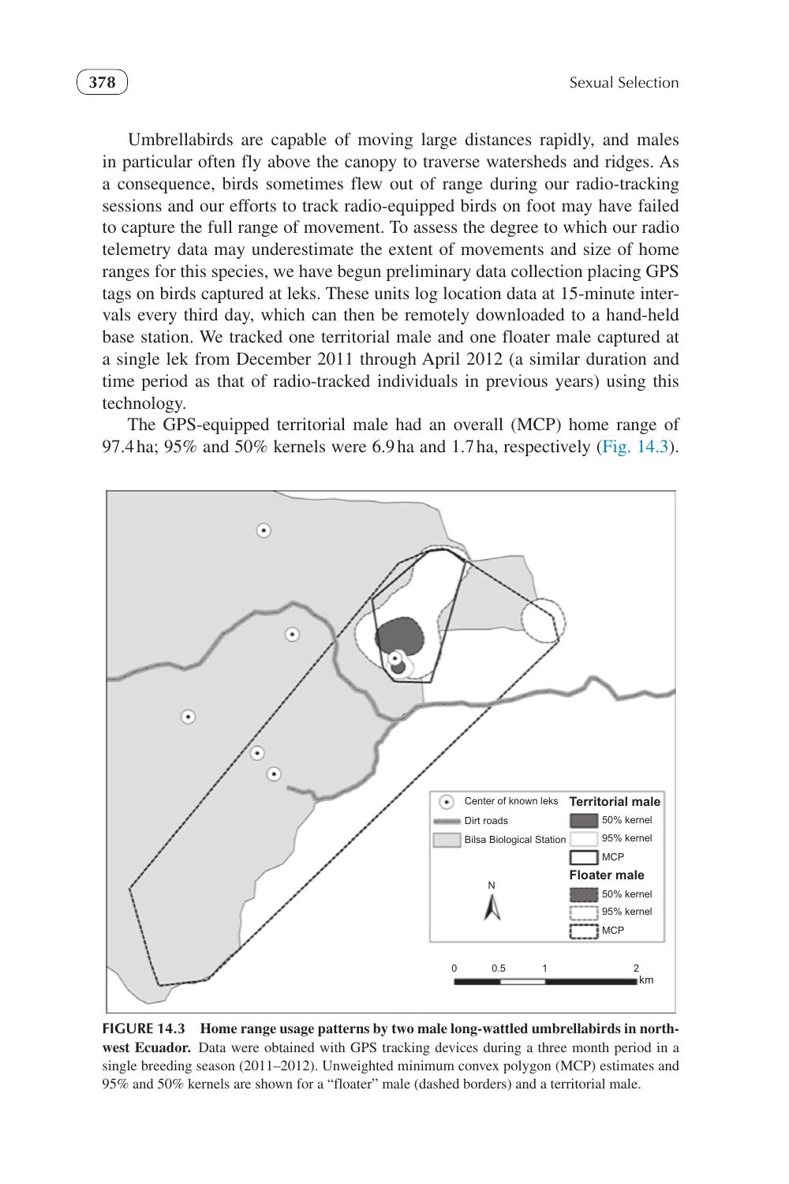Umbrellabirds are capable of moving large distances rapidly, and males in particular often fly above the canopy to traverse watersheds and ridges. As a consequence, birds sometimes flew out of range during our radio-tracking sessions and our efforts to track radio-equipped birds on foot may have failed to capture the full range of movement. To assess the degree to which our radio telemetry data may underestimate the extent of movements and size of home ranges for this species, we have begun preliminary data collection placing GPS tags on birds captured at leks. These units log location data at 15-minute intervals every third day, which can then be remotely downloaded to a hand-held base station. We tracked one territorial male and one floater male captured at a single lek from December 2011 through April 2012 (a similar duration and time period as that of radio-tracked individuals in previous years) using this technology.

The GPS-equipped territorial male had an overall (MCP) home range of 97.4 ha; 95% and 50% kernels were 6.9 ha and 1.7 ha, respectively (Fig. 14.3).

**FIGURE 14.3 Home range usage patterns by two male long-wattled umbrellabirds in northwest Ecuador.** Data were obtained with GPS tracking devices during a three month period in a single breeding season (2011–2012). Unweighted minimum convex polygon (MCP) estimates and 95% and 50% kernels are shown for a "floater" male (dashed borders) and a territorial male.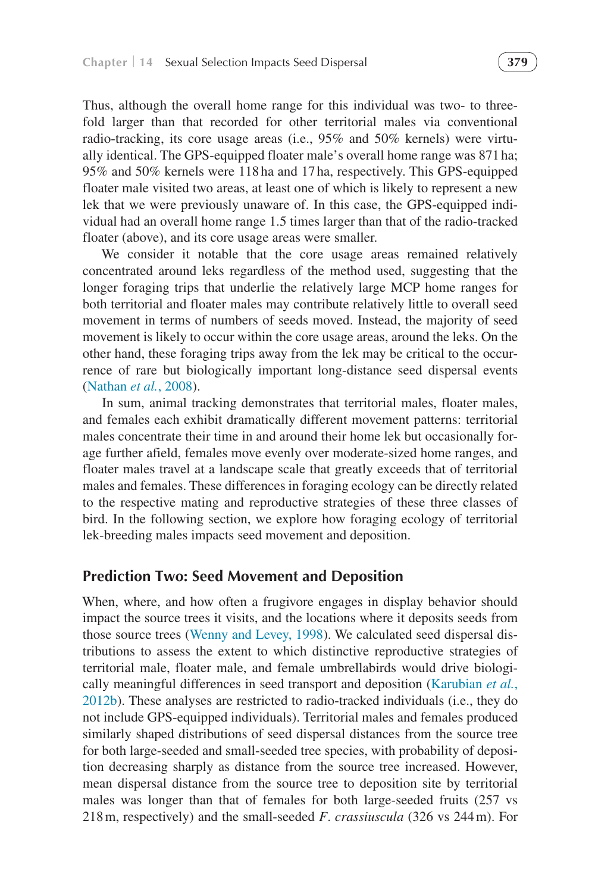Thus, although the overall home range for this individual was two- to threefold larger than that recorded for other territorial males via conventional radio-tracking, its core usage areas (i.e., 95% and 50% kernels) were virtually identical. The GPS-equipped floater male's overall home range was 871 ha; 95% and 50% kernels were 118 ha and 17 ha, respectively. This GPS-equipped floater male visited two areas, at least one of which is likely to represent a new lek that we were previously unaware of. In this case, the GPS-equipped individual had an overall home range 1.5 times larger than that of the radio-tracked floater (above), and its core usage areas were smaller.

We consider it notable that the core usage areas remained relatively concentrated around leks regardless of the method used, suggesting that the longer foraging trips that underlie the relatively large MCP home ranges for both territorial and floater males may contribute relatively little to overall seed movement in terms of numbers of seeds moved. Instead, the majority of seed movement is likely to occur within the core usage areas, around the leks. On the other hand, these foraging trips away from the lek may be critical to the occurrence of rare but biologically important long-distance seed dispersal events (Nathan *et al.*, 2008).

In sum, animal tracking demonstrates that territorial males, floater males, and females each exhibit dramatically different movement patterns: territorial males concentrate their time in and around their home lek but occasionally forage further afield, females move evenly over moderate-sized home ranges, and floater males travel at a landscape scale that greatly exceeds that of territorial males and females. These differences in foraging ecology can be directly related to the respective mating and reproductive strategies of these three classes of bird. In the following section, we explore how foraging ecology of territorial lek-breeding males impacts seed movement and deposition.

## Prediction Two: Seed Movement and Deposition

When, where, and how often a frugivore engages in display behavior should impact the source trees it visits, and the locations where it deposits seeds from those source trees (Wenny and Levey, 1998). We calculated seed dispersal distributions to assess the extent to which distinctive reproductive strategies of territorial male, floater male, and female umbrellabirds would drive biologically meaningful differences in seed transport and deposition (Karubian *et al.*, 2012b). These analyses are restricted to radio-tracked individuals (i.e., they do not include GPS-equipped individuals). Territorial males and females produced similarly shaped distributions of seed dispersal distances from the source tree for both large-seeded and small-seeded tree species, with probability of deposition decreasing sharply as distance from the source tree increased. However, mean dispersal distance from the source tree to deposition site by territorial males was longer than that of females for both large-seeded fruits (257 vs 218 m, respectively) and the small-seeded *F. crassiuscula* (326 vs 244 m). For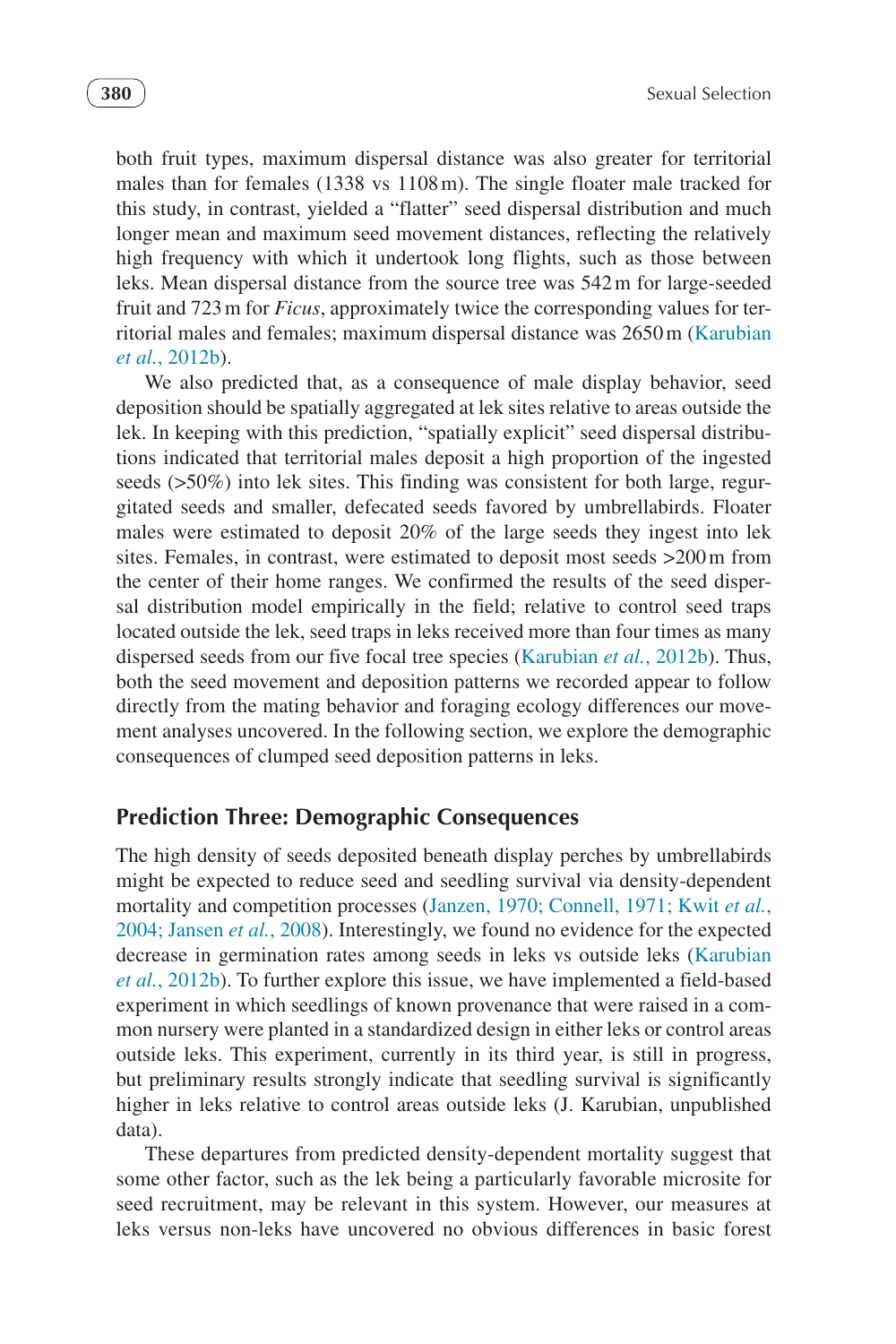both fruit types, maximum dispersal distance was also greater for territorial males than for females (1338 vs 1108 m). The single floater male tracked for this study, in contrast, yielded a "flatter" seed dispersal distribution and much longer mean and maximum seed movement distances, reflecting the relatively high frequency with which it undertook long flights, such as those between leks. Mean dispersal distance from the source tree was 542 m for large-seeded fruit and 723 m for *Ficus*, approximately twice the corresponding values for territorial males and females; maximum dispersal distance was 2650 m (Karubian *et al.*, 2012b).

We also predicted that, as a consequence of male display behavior, seed deposition should be spatially aggregated at lek sites relative to areas outside the lek. In keeping with this prediction, "spatially explicit" seed dispersal distributions indicated that territorial males deposit a high proportion of the ingested seeds (>50%) into lek sites. This finding was consistent for both large, regurgitated seeds and smaller, defecated seeds favored by umbrellabirds. Floater males were estimated to deposit 20% of the large seeds they ingest into lek sites. Females, in contrast, were estimated to deposit most seeds >200 m from the center of their home ranges. We confirmed the results of the seed dispersal distribution model empirically in the field; relative to control seed traps located outside the lek, seed traps in leks received more than four times as many dispersed seeds from our five focal tree species (Karubian *et al.*, 2012b). Thus, both the seed movement and deposition patterns we recorded appear to follow directly from the mating behavior and foraging ecology differences our movement analyses uncovered. In the following section, we explore the demographic consequences of clumped seed deposition patterns in leks.

## Prediction Three: Demographic Consequences

The high density of seeds deposited beneath display perches by umbrellabirds might be expected to reduce seed and seedling survival via density-dependent mortality and competition processes (Janzen, 1970; Connell, 1971; Kwit *et al.*, 2004; Jansen *et al.*, 2008). Interestingly, we found no evidence for the expected decrease in germination rates among seeds in leks vs outside leks (Karubian *et al.*, 2012b). To further explore this issue, we have implemented a field-based experiment in which seedlings of known provenance that were raised in a common nursery were planted in a standardized design in either leks or control areas outside leks. This experiment, currently in its third year, is still in progress, but preliminary results strongly indicate that seedling survival is significantly higher in leks relative to control areas outside leks (J. Karubian, unpublished data).

These departures from predicted density-dependent mortality suggest that some other factor, such as the lek being a particularly favorable microsite for seed recruitment, may be relevant in this system. However, our measures at leks versus non-leks have uncovered no obvious differences in basic forest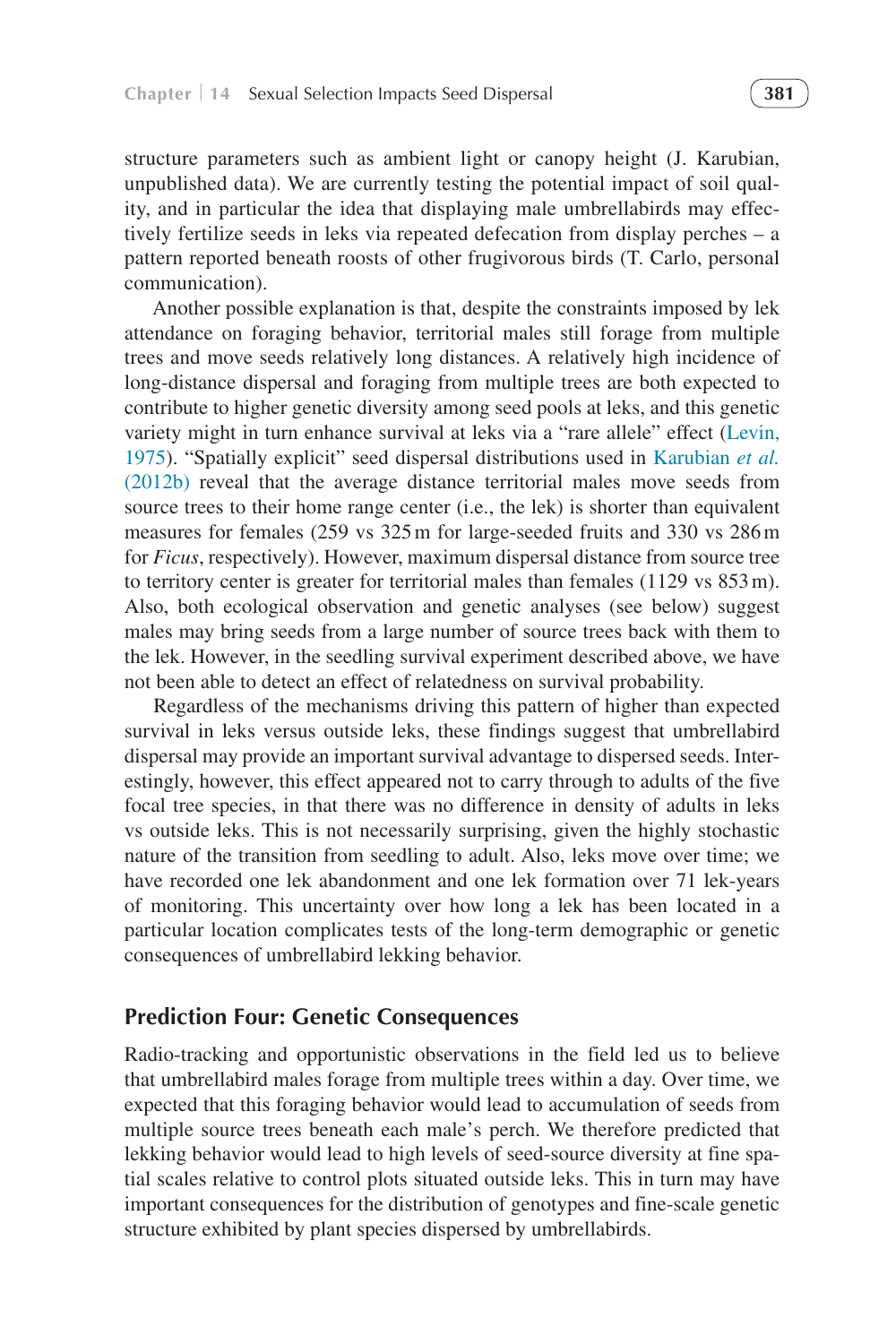structure parameters such as ambient light or canopy height (J. Karubian, unpublished data). We are currently testing the potential impact of soil quality, and in particular the idea that displaying male umbrellabirds may effectively fertilize seeds in leks via repeated defecation from display perches – a pattern reported beneath roosts of other frugivorous birds (T. Carlo, personal communication).

Another possible explanation is that, despite the constraints imposed by lek attendance on foraging behavior, territorial males still forage from multiple trees and move seeds relatively long distances. A relatively high incidence of long-distance dispersal and foraging from multiple trees are both expected to contribute to higher genetic diversity among seed pools at leks, and this genetic variety might in turn enhance survival at leks via a "rare allele" effect (Levin, 1975). "Spatially explicit" seed dispersal distributions used in Karubian *et al.* (2012b) reveal that the average distance territorial males move seeds from source trees to their home range center (i.e., the lek) is shorter than equivalent measures for females (259 vs 325 m for large-seeded fruits and 330 vs 286 m for *Ficus*, respectively). However, maximum dispersal distance from source tree to territory center is greater for territorial males than females (1129 vs 853 m). Also, both ecological observation and genetic analyses (see below) suggest males may bring seeds from a large number of source trees back with them to the lek. However, in the seedling survival experiment described above, we have not been able to detect an effect of relatedness on survival probability.

Regardless of the mechanisms driving this pattern of higher than expected survival in leks versus outside leks, these findings suggest that umbrellabird dispersal may provide an important survival advantage to dispersed seeds. Interestingly, however, this effect appeared not to carry through to adults of the five focal tree species, in that there was no difference in density of adults in leks vs outside leks. This is not necessarily surprising, given the highly stochastic nature of the transition from seedling to adult. Also, leks move over time; we have recorded one lek abandonment and one lek formation over 71 lek-years of monitoring. This uncertainty over how long a lek has been located in a particular location complicates tests of the long-term demographic or genetic consequences of umbrellabird lekking behavior.

## Prediction Four: Genetic Consequences

Radio-tracking and opportunistic observations in the field led us to believe that umbrellabird males forage from multiple trees within a day. Over time, we expected that this foraging behavior would lead to accumulation of seeds from multiple source trees beneath each male's perch. We therefore predicted that lekking behavior would lead to high levels of seed-source diversity at fine spatial scales relative to control plots situated outside leks. This in turn may have important consequences for the distribution of genotypes and fine-scale genetic structure exhibited by plant species dispersed by umbrellabirds.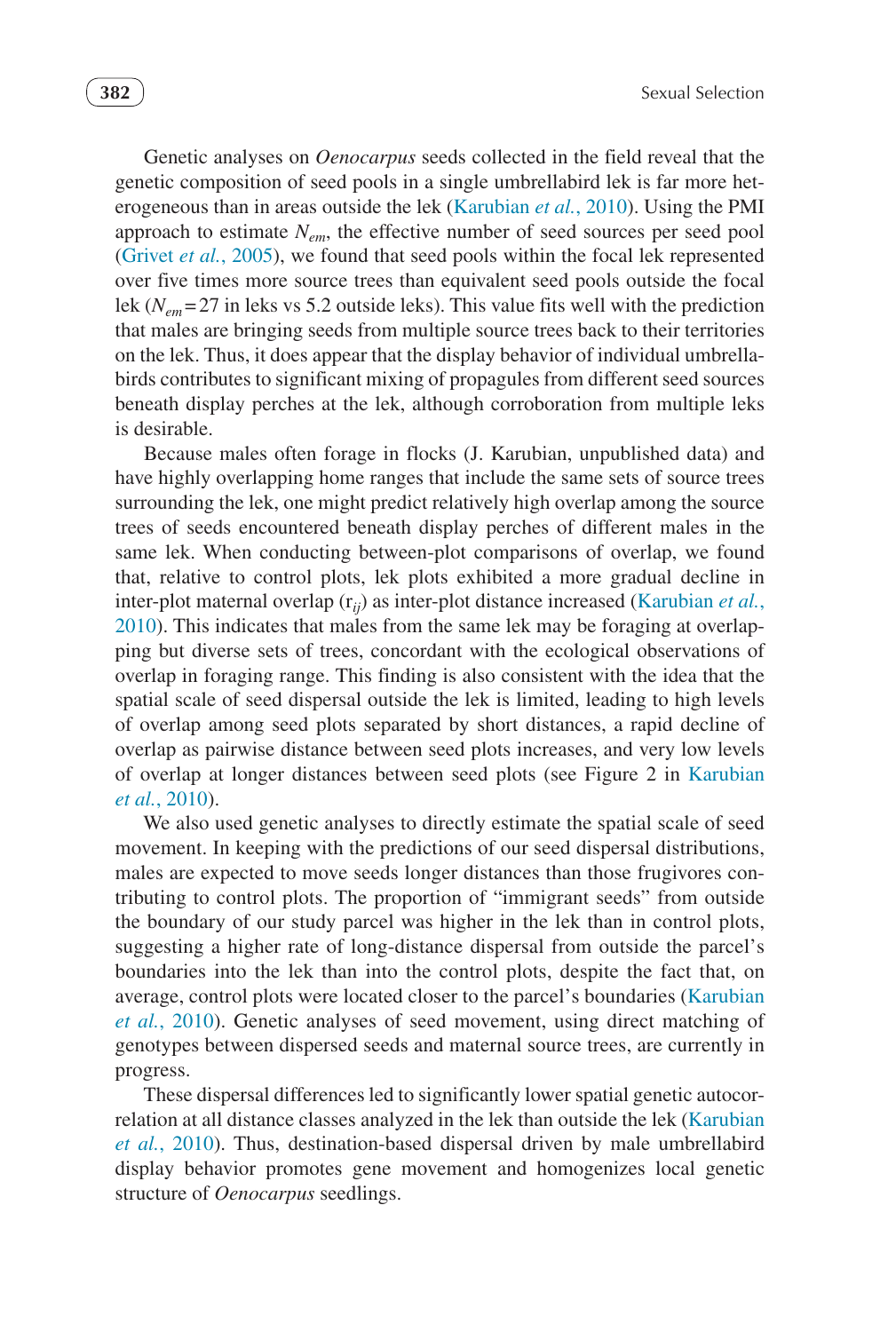Genetic analyses on *Oenocarpus* seeds collected in the field reveal that the genetic composition of seed pools in a single umbrellabird lek is far more heterogeneous than in areas outside the lek (Karubian *et al.*, 2010). Using the PMI approach to estimate $N_{em}$, the effective number of seed sources per seed pool (Grivet *et al.*, 2005), we found that seed pools within the focal lek represented over five times more source trees than equivalent seed pools outside the focal lek ($N_{em}$ = 27 in leks vs 5.2 outside leks). This value fits well with the prediction that males are bringing seeds from multiple source trees back to their territories on the lek. Thus, it does appear that the display behavior of individual umbrellabirds contributes to significant mixing of propagules from different seed sources beneath display perches at the lek, although corroboration from multiple leks is desirable.

Because males often forage in flocks (J. Karubian, unpublished data) and have highly overlapping home ranges that include the same sets of source trees surrounding the lek, one might predict relatively high overlap among the source trees of seeds encountered beneath display perches of different males in the same lek. When conducting between-plot comparisons of overlap, we found that, relative to control plots, lek plots exhibited a more gradual decline in inter-plot maternal overlap ($r_{ij}$) as inter-plot distance increased (Karubian *et al.*, 2010). This indicates that males from the same lek may be foraging at overlapping but diverse sets of trees, concordant with the ecological observations of overlap in foraging range. This finding is also consistent with the idea that the spatial scale of seed dispersal outside the lek is limited, leading to high levels of overlap among seed plots separated by short distances, a rapid decline of overlap as pairwise distance between seed plots increases, and very low levels of overlap at longer distances between seed plots (see Figure 2 in Karubian *et al.*, 2010).

We also used genetic analyses to directly estimate the spatial scale of seed movement. In keeping with the predictions of our seed dispersal distributions, males are expected to move seeds longer distances than those frugivores contributing to control plots. The proportion of "immigrant seeds" from outside the boundary of our study parcel was higher in the lek than in control plots, suggesting a higher rate of long-distance dispersal from outside the parcel's boundaries into the lek than into the control plots, despite the fact that, on average, control plots were located closer to the parcel's boundaries (Karubian *et al.*, 2010). Genetic analyses of seed movement, using direct matching of genotypes between dispersed seeds and maternal source trees, are currently in progress.

These dispersal differences led to significantly lower spatial genetic autocorrelation at all distance classes analyzed in the lek than outside the lek (Karubian *et al.*, 2010). Thus, destination-based dispersal driven by male umbrellabird display behavior promotes gene movement and homogenizes local genetic structure of *Oenocarpus* seedlings.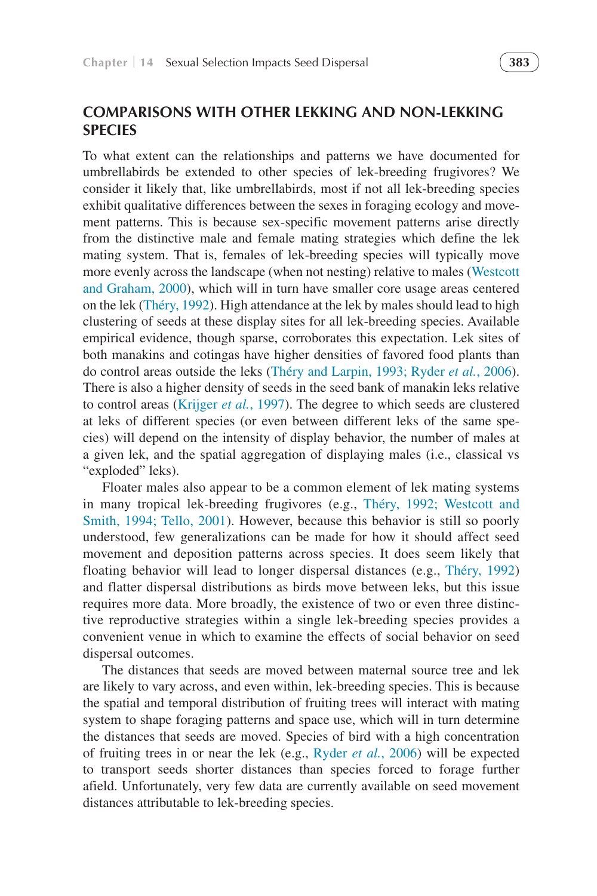## COMPARISONS WITH OTHER LEKKING AND NON-LEKKING SPECIES

To what extent can the relationships and patterns we have documented for umbrellabirds be extended to other species of lek-breeding frugivores? We consider it likely that, like umbrellabirds, most if not all lek-breeding species exhibit qualitative differences between the sexes in foraging ecology and movement patterns. This is because sex-specific movement patterns arise directly from the distinctive male and female mating strategies which define the lek mating system. That is, females of lek-breeding species will typically move more evenly across the landscape (when not nesting) relative to males (Westcott and Graham, 2000), which will in turn have smaller core usage areas centered on the lek (Théry, 1992). High attendance at the lek by males should lead to high clustering of seeds at these display sites for all lek-breeding species. Available empirical evidence, though sparse, corroborates this expectation. Lek sites of both manakins and cotingas have higher densities of favored food plants than do control areas outside the leks (Théry and Larpin, 1993; Ryder *et al.*, 2006). There is also a higher density of seeds in the seed bank of manakin leks relative to control areas (Krijger *et al.*, 1997). The degree to which seeds are clustered at leks of different species (or even between different leks of the same species) will depend on the intensity of display behavior, the number of males at a given lek, and the spatial aggregation of displaying males (i.e., classical vs "exploded" leks).

Floater males also appear to be a common element of lek mating systems in many tropical lek-breeding frugivores (e.g., Théry, 1992; Westcott and Smith, 1994; Tello, 2001). However, because this behavior is still so poorly understood, few generalizations can be made for how it should affect seed movement and deposition patterns across species. It does seem likely that floating behavior will lead to longer dispersal distances (e.g., Théry, 1992) and flatter dispersal distributions as birds move between leks, but this issue requires more data. More broadly, the existence of two or even three distinctive reproductive strategies within a single lek-breeding species provides a convenient venue in which to examine the effects of social behavior on seed dispersal outcomes.

The distances that seeds are moved between maternal source tree and lek are likely to vary across, and even within, lek-breeding species. This is because the spatial and temporal distribution of fruiting trees will interact with mating system to shape foraging patterns and space use, which will in turn determine the distances that seeds are moved. Species of bird with a high concentration of fruiting trees in or near the lek (e.g., Ryder *et al.*, 2006) will be expected to transport seeds shorter distances than species forced to forage further afield. Unfortunately, very few data are currently available on seed movement distances attributable to lek-breeding species.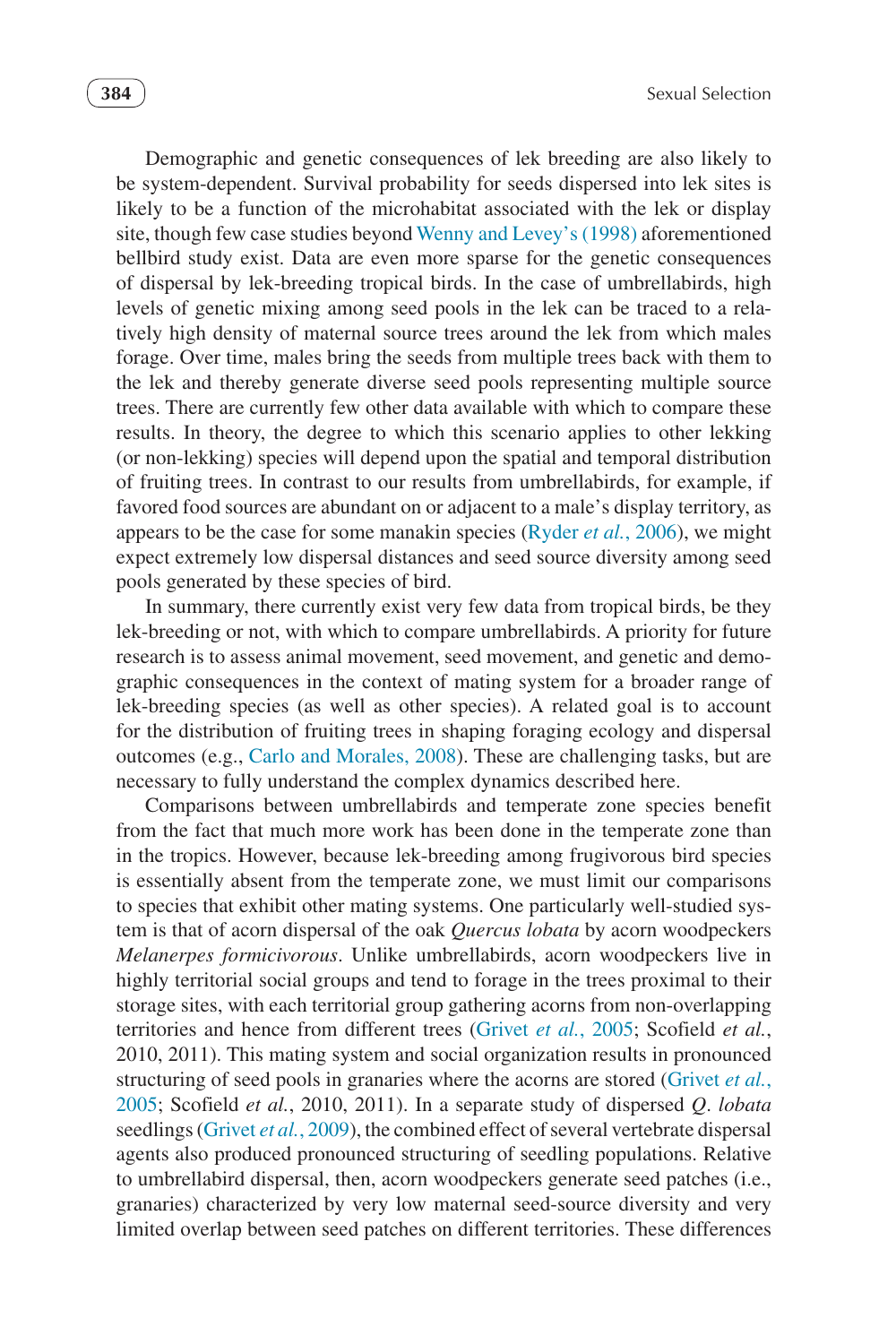Demographic and genetic consequences of lek breeding are also likely to be system-dependent. Survival probability for seeds dispersed into lek sites is likely to be a function of the microhabitat associated with the lek or display site, though few case studies beyond Wenny and Levey's (1998) aforementioned bellbird study exist. Data are even more sparse for the genetic consequences of dispersal by lek-breeding tropical birds. In the case of umbrellabirds, high levels of genetic mixing among seed pools in the lek can be traced to a relatively high density of maternal source trees around the lek from which males forage. Over time, males bring the seeds from multiple trees back with them to the lek and thereby generate diverse seed pools representing multiple source trees. There are currently few other data available with which to compare these results. In theory, the degree to which this scenario applies to other lekking (or non-lekking) species will depend upon the spatial and temporal distribution of fruiting trees. In contrast to our results from umbrellabirds, for example, if favored food sources are abundant on or adjacent to a male's display territory, as appears to be the case for some manakin species (Ryder *et al.*, 2006), we might expect extremely low dispersal distances and seed source diversity among seed pools generated by these species of bird.

In summary, there currently exist very few data from tropical birds, be they lek-breeding or not, with which to compare umbrellabirds. A priority for future research is to assess animal movement, seed movement, and genetic and demographic consequences in the context of mating system for a broader range of lek-breeding species (as well as other species). A related goal is to account for the distribution of fruiting trees in shaping foraging ecology and dispersal outcomes (e.g., Carlo and Morales, 2008). These are challenging tasks, but are necessary to fully understand the complex dynamics described here.

Comparisons between umbrellabirds and temperate zone species benefit from the fact that much more work has been done in the temperate zone than in the tropics. However, because lek-breeding among frugivorous bird species is essentially absent from the temperate zone, we must limit our comparisons to species that exhibit other mating systems. One particularly well-studied system is that of acorn dispersal of the oak *Quercus lobata* by acorn woodpeckers *Melanerpes formicivorous*. Unlike umbrellabirds, acorn woodpeckers live in highly territorial social groups and tend to forage in the trees proximal to their storage sites, with each territorial group gathering acorns from non-overlapping territories and hence from different trees (Grivet *et al.*, 2005; Scofield *et al.*, 2010, 2011). This mating system and social organization results in pronounced structuring of seed pools in granaries where the acorns are stored (Grivet *et al.*, 2005; Scofield *et al.*, 2010, 2011). In a separate study of dispersed *Q. lobata* seedlings (Grivet *et al.*, 2009), the combined effect of several vertebrate dispersal agents also produced pronounced structuring of seedling populations. Relative to umbrellabird dispersal, then, acorn woodpeckers generate seed patches (i.e., granaries) characterized by very low maternal seed-source diversity and very limited overlap between seed patches on different territories. These differences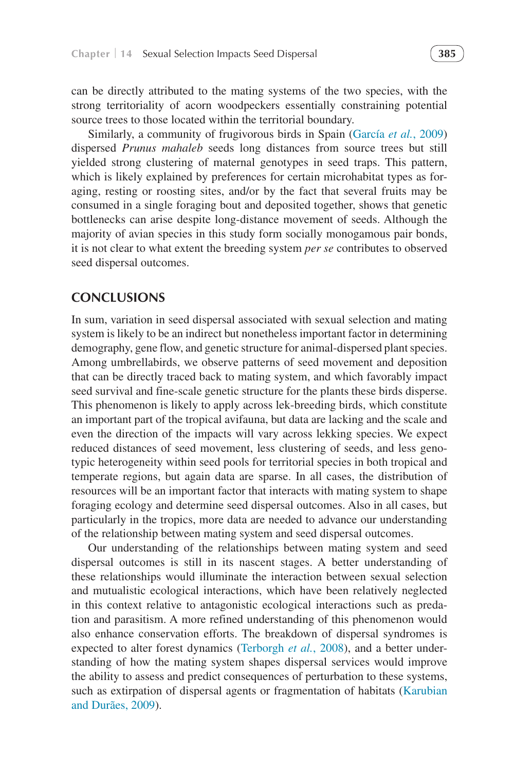can be directly attributed to the mating systems of the two species, with the strong territoriality of acorn woodpeckers essentially constraining potential source trees to those located within the territorial boundary.

Similarly, a community of frugivorous birds in Spain (García *et al.*, 2009) dispersed *Prunus mahaleb* seeds long distances from source trees but still yielded strong clustering of maternal genotypes in seed traps. This pattern, which is likely explained by preferences for certain microhabitat types as foraging, resting or roosting sites, and/or by the fact that several fruits may be consumed in a single foraging bout and deposited together, shows that genetic bottlenecks can arise despite long-distance movement of seeds. Although the majority of avian species in this study form socially monogamous pair bonds, it is not clear to what extent the breeding system *per se* contributes to observed seed dispersal outcomes.

## CONCLUSIONS

In sum, variation in seed dispersal associated with sexual selection and mating system is likely to be an indirect but nonetheless important factor in determining demography, gene flow, and genetic structure for animal-dispersed plant species. Among umbrellabirds, we observe patterns of seed movement and deposition that can be directly traced back to mating system, and which favorably impact seed survival and fine-scale genetic structure for the plants these birds disperse. This phenomenon is likely to apply across lek-breeding birds, which constitute an important part of the tropical avifauna, but data are lacking and the scale and even the direction of the impacts will vary across lekking species. We expect reduced distances of seed movement, less clustering of seeds, and less genotypic heterogeneity within seed pools for territorial species in both tropical and temperate regions, but again data are sparse. In all cases, the distribution of resources will be an important factor that interacts with mating system to shape foraging ecology and determine seed dispersal outcomes. Also in all cases, but particularly in the tropics, more data are needed to advance our understanding of the relationship between mating system and seed dispersal outcomes.

Our understanding of the relationships between mating system and seed dispersal outcomes is still in its nascent stages. A better understanding of these relationships would illuminate the interaction between sexual selection and mutualistic ecological interactions, which have been relatively neglected in this context relative to antagonistic ecological interactions such as predation and parasitism. A more refined understanding of this phenomenon would also enhance conservation efforts. The breakdown of dispersal syndromes is expected to alter forest dynamics (Terborgh *et al.*, 2008), and a better understanding of how the mating system shapes dispersal services would improve the ability to assess and predict consequences of perturbation to these systems, such as extirpation of dispersal agents or fragmentation of habitats (Karubian and Durães, 2009).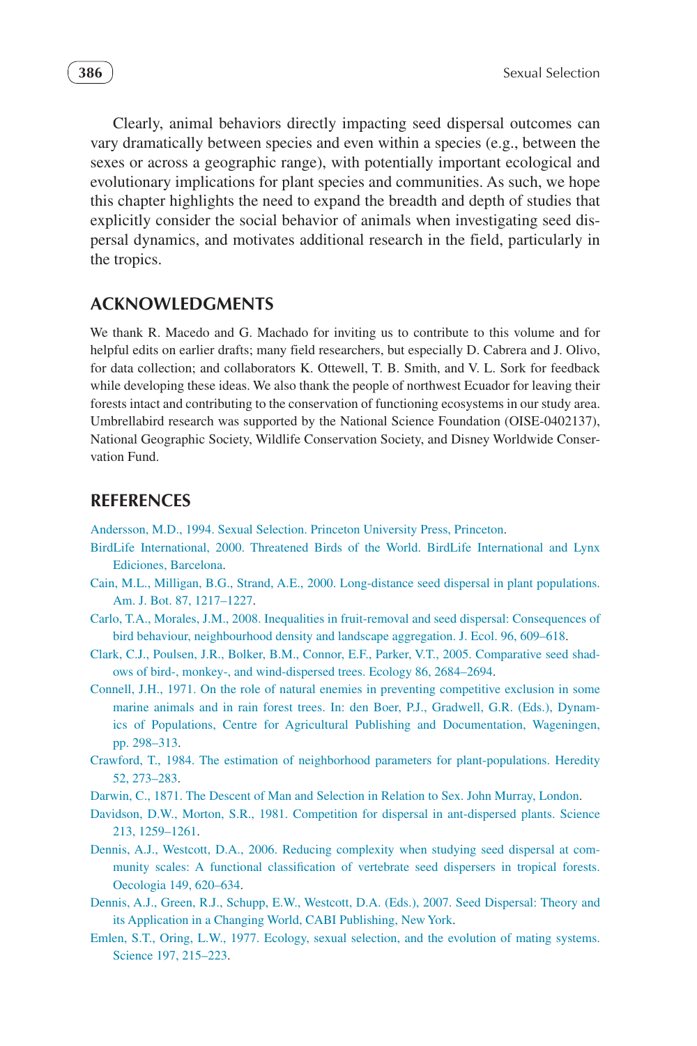Clearly, animal behaviors directly impacting seed dispersal outcomes can vary dramatically between species and even within a species (e.g., between the sexes or across a geographic range), with potentially important ecological and evolutionary implications for plant species and communities. As such, we hope this chapter highlights the need to expand the breadth and depth of studies that explicitly consider the social behavior of animals when investigating seed dispersal dynamics, and motivates additional research in the field, particularly in the tropics.

## ACKNOWLEDGMENTS

We thank R. Macedo and G. Machado for inviting us to contribute to this volume and for helpful edits on earlier drafts; many field researchers, but especially D. Cabrera and J. Olivo, for data collection; and collaborators K. Ottewell, T. B. Smith, and V. L. Sork for feedback while developing these ideas. We also thank the people of northwest Ecuador for leaving their forests intact and contributing to the conservation of functioning ecosystems in our study area. Umbrellabird research was supported by the National Science Foundation (OISE-0402137), National Geographic Society, Wildlife Conservation Society, and Disney Worldwide Conservation Fund.

## REFERENCES

Andersson, M.D., 1994. Sexual Selection. Princeton University Press, Princeton.

BirdLife International, 2000. Threatened Birds of the World. BirdLife International and Lynx Ediciones, Barcelona.

Cain, M.L., Milligan, B.G., Strand, A.E., 2000. Long-distance seed dispersal in plant populations. Am. J. Bot. 87, 1217–1227.

Carlo, T.A., Morales, J.M., 2008. Inequalities in fruit-removal and seed dispersal: Consequences of bird behaviour, neighbourhood density and landscape aggregation. J. Ecol. 96, 609–618.

Clark, C.J., Poulsen, J.R., Bolker, B.M., Connor, E.F., Parker, V.T., 2005. Comparative seed shadows of bird-, monkey-, and wind-dispersed trees. Ecology 86, 2684–2694.

Connell, J.H., 1971. On the role of natural enemies in preventing competitive exclusion in some marine animals and in rain forest trees. In: den Boer, P.J., Gradwell, G.R. (Eds.), Dynamics of Populations, Centre for Agricultural Publishing and Documentation, Wageningen, pp. 298–313.

Crawford, T., 1984. The estimation of neighborhood parameters for plant-populations. Heredity 52, 273–283.

Darwin, C., 1871. The Descent of Man and Selection in Relation to Sex. John Murray, London.

Davidson, D.W., Morton, S.R., 1981. Competition for dispersal in ant-dispersed plants. Science 213, 1259–1261.

Dennis, A.J., Westcott, D.A., 2006. Reducing complexity when studying seed dispersal at community scales: A functional classification of vertebrate seed dispersers in tropical forests. Oecologia 149, 620–634.

Dennis, A.J., Green, R.J., Schupp, E.W., Westcott, D.A. (Eds.), 2007. Seed Dispersal: Theory and its Application in a Changing World, CABI Publishing, New York.

Emlen, S.T., Oring, L.W., 1977. Ecology, sexual selection, and the evolution of mating systems. Science 197, 215–223.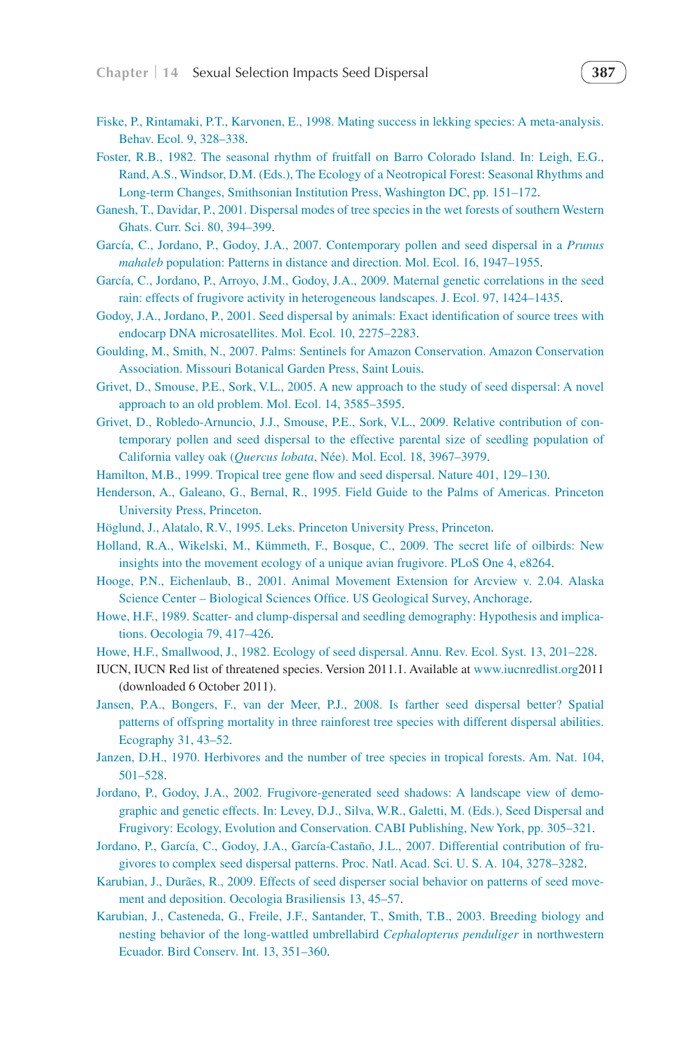Fiske, P., Rintamaki, P.T., Karvonen, E., 1998. Mating success in lekking species: A meta-analysis. Behav. Ecol. 9, 328–338.

Foster, R.B., 1982. The seasonal rhythm of fruitfall on Barro Colorado Island. In: Leigh, E.G., Rand, A.S., Windsor, D.M. (Eds.), The Ecology of a Neotropical Forest: Seasonal Rhythms and Long-term Changes, Smithsonian Institution Press, Washington DC, pp. 151–172.

Ganesh, T., Davidar, P., 2001. Dispersal modes of tree species in the wet forests of southern Western Ghats. Curr. Sci. 80, 394–399.

García, C., Jordano, P., Godoy, J.A., 2007. Contemporary pollen and seed dispersal in a *Prunus mahaleb* population: Patterns in distance and direction. Mol. Ecol. 16, 1947–1955.

García, C., Jordano, P., Arroyo, J.M., Godoy, J.A., 2009. Maternal genetic correlations in the seed rain: effects of frugivore activity in heterogeneous landscapes. J. Ecol. 97, 1424–1435.

Godoy, J.A., Jordano, P., 2001. Seed dispersal by animals: Exact identification of source trees with endocarp DNA microsatellites. Mol. Ecol. 10, 2275–2283.

Goulding, M., Smith, N., 2007. Palms: Sentinels for Amazon Conservation. Amazon Conservation Association. Missouri Botanical Garden Press, Saint Louis.

Grivet, D., Smouse, P.E., Sork, V.L., 2005. A new approach to the study of seed dispersal: A novel approach to an old problem. Mol. Ecol. 14, 3585–3595.

Grivet, D., Robledo-Arnuncio, J.J., Smouse, P.E., Sork, V.L., 2009. Relative contribution of contemporary pollen and seed dispersal to the effective parental size of seedling population of California valley oak (*Quercus lobata*, Née). Mol. Ecol. 18, 3967–3979.

Hamilton, M.B., 1999. Tropical tree gene flow and seed dispersal. Nature 401, 129–130.

Henderson, A., Galeano, G., Bernal, R., 1995. Field Guide to the Palms of Americas. Princeton University Press, Princeton.

Höglund, J., Alatalo, R.V., 1995. Leks. Princeton University Press, Princeton.

Holland, R.A., Wikelski, M., Kümmeth, F., Bosque, C., 2009. The secret life of oilbirds: New insights into the movement ecology of a unique avian frugivore. PLoS One 4, e8264.

Hooge, P.N., Eichenlaub, B., 2001. Animal Movement Extension for Arcview v. 2.04. Alaska Science Center – Biological Sciences Office. US Geological Survey, Anchorage.

Howe, H.F., 1989. Scatter- and clump-dispersal and seedling demography: Hypothesis and implications. Oecologia 79, 417–426.

Howe, H.F., Smallwood, J., 1982. Ecology of seed dispersal. Annu. Rev. Ecol. Syst. 13, 201–228.

IUCN, IUCN Red list of threatened species. Version 2011.1. Available at www.iucnredlist.org2011 (downloaded 6 October 2011).

Jansen, P.A., Bongers, F., van der Meer, P.J., 2008. Is farther seed dispersal better? Spatial patterns of offspring mortality in three rainforest tree species with different dispersal abilities. Ecography 31, 43–52.

Janzen, D.H., 1970. Herbivores and the number of tree species in tropical forests. Am. Nat. 104, 501–528.

Jordano, P., Godoy, J.A., 2002. Frugivore-generated seed shadows: A landscape view of demographic and genetic effects. In: Levey, D.J., Silva, W.R., Galetti, M. (Eds.), Seed Dispersal and Frugivory: Ecology, Evolution and Conservation. CABI Publishing, New York, pp. 305–321.

Jordano, P., García, C., Godoy, J.A., García-Castaño, J.L., 2007. Differential contribution of frugivores to complex seed dispersal patterns. Proc. Natl. Acad. Sci. U. S. A. 104, 3278–3282.

Karubian, J., Durães, R., 2009. Effects of seed disperser social behavior on patterns of seed movement and deposition. Oecologia Brasiliensis 13, 45–57.

Karubian, J., Casteneda, G., Freile, J.F., Santander, T., Smith, T.B., 2003. Breeding biology and nesting behavior of the long-wattled umbrellabird *Cephalopterus penduliger* in northwestern Ecuador. Bird Conserv. Int. 13, 351–360.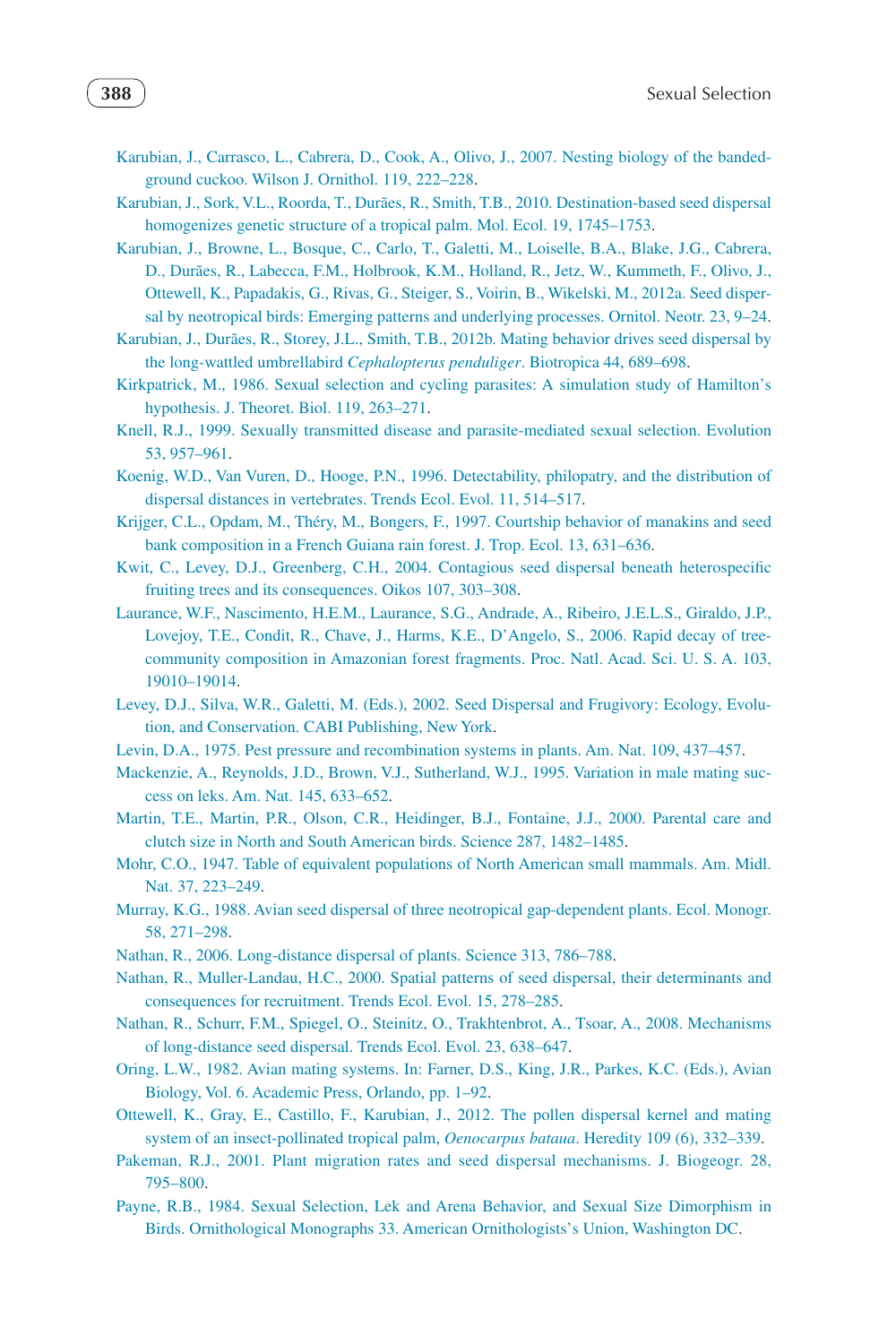Karubian, J., Carrasco, L., Cabrera, D., Cook, A., Olivo, J., 2007. Nesting biology of the banded-ground cuckoo. Wilson J. Ornithol. 119, 222–228.

Karubian, J., Sork, V.L., Roorda, T., Durães, R., Smith, T.B., 2010. Destination-based seed dispersal homogenizes genetic structure of a tropical palm. Mol. Ecol. 19, 1745–1753.

Karubian, J., Browne, L., Bosque, C., Carlo, T., Galetti, M., Loiselle, B.A., Blake, J.G., Cabrera, D., Durães, R., Labecca, F.M., Holbrook, K.M., Holland, R., Jetz, W., Kummeth, F., Olivo, J., Ottewell, K., Papadakis, G., Rivas, G., Steiger, S., Voirin, B., Wikelski, M., 2012a. Seed dispersal by neotropical birds: Emerging patterns and underlying processes. Ornitol. Neotr. 23, 9–24.

Karubian, J., Durães, R., Storey, J.L., Smith, T.B., 2012b. Mating behavior drives seed dispersal by the long-wattled umbrellabird *Cephalopterus penduliger*. Biotropica 44, 689–698.

Kirkpatrick, M., 1986. Sexual selection and cycling parasites: A simulation study of Hamilton's hypothesis. J. Theoret. Biol. 119, 263–271.

Knell, R.J., 1999. Sexually transmitted disease and parasite-mediated sexual selection. Evolution 53, 957–961.

Koenig, W.D., Van Vuren, D., Hooge, P.N., 1996. Detectability, philopatry, and the distribution of dispersal distances in vertebrates. Trends Ecol. Evol. 11, 514–517.

Krijger, C.L., Opdam, M., Théry, M., Bongers, F., 1997. Courtship behavior of manakins and seed bank composition in a French Guiana rain forest. J. Trop. Ecol. 13, 631–636.

Kwit, C., Levey, D.J., Greenberg, C.H., 2004. Contagious seed dispersal beneath heterospecific fruiting trees and its consequences. Oikos 107, 303–308.

Laurance, W.F., Nascimento, H.E.M., Laurance, S.G., Andrade, A., Ribeiro, J.E.L.S., Giraldo, J.P., Lovejoy, T.E., Condit, R., Chave, J., Harms, K.E., D'Angelo, S., 2006. Rapid decay of tree-community composition in Amazonian forest fragments. Proc. Natl. Acad. Sci. U. S. A. 103, 19010–19014.

Levey, D.J., Silva, W.R., Galetti, M. (Eds.), 2002. Seed Dispersal and Frugivory: Ecology, Evolution, and Conservation. CABI Publishing, New York.

Levin, D.A., 1975. Pest pressure and recombination systems in plants. Am. Nat. 109, 437–457.

Mackenzie, A., Reynolds, J.D., Brown, V.J., Sutherland, W.J., 1995. Variation in male mating success on leks. Am. Nat. 145, 633–652.

Martin, T.E., Martin, P.R., Olson, C.R., Heidinger, B.J., Fontaine, J.J., 2000. Parental care and clutch size in North and South American birds. Science 287, 1482–1485.

Mohr, C.O., 1947. Table of equivalent populations of North American small mammals. Am. Midl. Nat. 37, 223–249.

Murray, K.G., 1988. Avian seed dispersal of three neotropical gap-dependent plants. Ecol. Monogr. 58, 271–298.

Nathan, R., 2006. Long-distance dispersal of plants. Science 313, 786–788.

Nathan, R., Muller-Landau, H.C., 2000. Spatial patterns of seed dispersal, their determinants and consequences for recruitment. Trends Ecol. Evol. 15, 278–285.

Nathan, R., Schurr, F.M., Spiegel, O., Steinitz, O., Trakhtenbrot, A., Tsoar, A., 2008. Mechanisms of long-distance seed dispersal. Trends Ecol. Evol. 23, 638–647.

Oring, L.W., 1982. Avian mating systems. In: Farner, D.S., King, J.R., Parkes, K.C. (Eds.), Avian Biology, Vol. 6. Academic Press, Orlando, pp. 1–92.

Ottewell, K., Gray, E., Castillo, F., Karubian, J., 2012. The pollen dispersal kernel and mating system of an insect-pollinated tropical palm, *Oenocarpus bataua*. Heredity 109 (6), 332–339.

Pakeman, R.J., 2001. Plant migration rates and seed dispersal mechanisms. J. Biogeogr. 28, 795–800.

Payne, R.B., 1984. Sexual Selection, Lek and Arena Behavior, and Sexual Size Dimorphism in Birds. Ornithological Monographs 33. American Ornithologists's Union, Washington DC.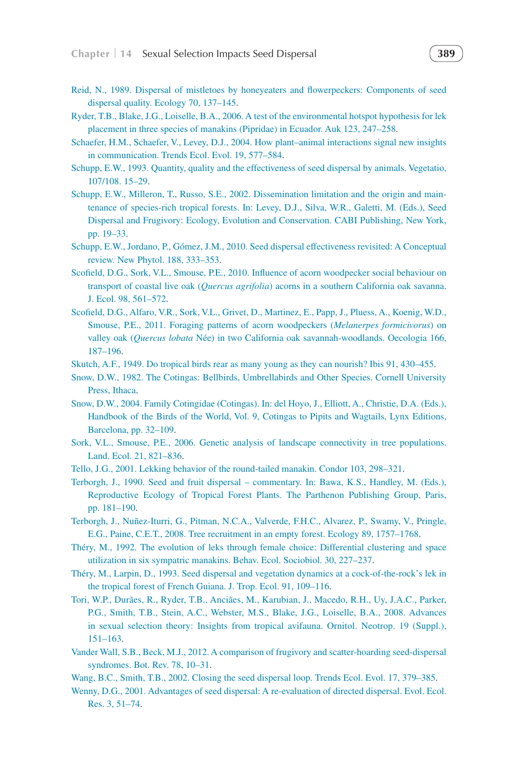Reid, N., 1989. Dispersal of mistletoes by honeyeaters and flowerpeckers: Components of seed dispersal quality. Ecology 70, 137–145.

Ryder, T.B., Blake, J.G., Loiselle, B.A., 2006. A test of the environmental hotspot hypothesis for lek placement in three species of manakins (Pipridae) in Ecuador. Auk 123, 247–258.

Schaefer, H.M., Schaefer, V., Levey, D.J., 2004. How plant–animal interactions signal new insights in communication. Trends Ecol. Evol. 19, 577–584.

Schupp, E.W., 1993. Quantity, quality and the effectiveness of seed dispersal by animals. Vegetatio, 107/108. 15–29.

Schupp, E.W., Milleron, T., Russo, S.E., 2002. Dissemination limitation and the origin and maintenance of species-rich tropical forests. In: Levey, D.J., Silva, W.R., Galetti, M. (Eds.), Seed Dispersal and Frugivory: Ecology, Evolution and Conservation. CABI Publishing, New York, pp. 19–33.

Schupp, E.W., Jordano, P., Gómez, J.M., 2010. Seed dispersal effectiveness revisited: A Conceptual review. New Phytol. 188, 333–353.

Scofield, D.G., Sork, V.L., Smouse, P.E., 2010. Influence of acorn woodpecker social behaviour on transport of coastal live oak (*Quercus agrifolia*) acorns in a southern California oak savanna. J. Ecol. 98, 561–572.

Scofield, D.G., Alfaro, V.R., Sork, V.L., Grivet, D., Martinez, E., Papp, J., Pluess, A., Koenig, W.D., Smouse, P.E., 2011. Foraging patterns of acorn woodpeckers (*Melanerpes formicivorus*) on valley oak (*Quercus lobata* Née) in two California oak savannah-woodlands. Oecologia 166, 187–196.

Skutch, A.F., 1949. Do tropical birds rear as many young as they can nourish? Ibis 91, 430–455.

Snow, D.W., 1982. The Cotingas: Bellbirds, Umbrellabirds and Other Species. Cornell University Press, Ithaca.

Snow, D.W., 2004. Family Cotingidae (Cotingas). In: del Hoyo, J., Elliott, A., Christie, D.A. (Eds.), Handbook of the Birds of the World, Vol. 9, Cotingas to Pipits and Wagtails, Lynx Editions, Barcelona, pp. 32–109.

Sork, V.L., Smouse, P.E., 2006. Genetic analysis of landscape connectivity in tree populations. Land. Ecol. 21, 821–836.

Tello, J.G., 2001. Lekking behavior of the round-tailed manakin. Condor 103, 298–321.

Terborgh, J., 1990. Seed and fruit dispersal – commentary. In: Bawa, K.S., Handley, M. (Eds.), Reproductive Ecology of Tropical Forest Plants. The Parthenon Publishing Group, Paris, pp. 181–190.

Terborgh, J., Nuñez-Iturri, G., Pitman, N.C.A., Valverde, F.H.C., Alvarez, P., Swamy, V., Pringle, E.G., Paine, C.E.T., 2008. Tree recruitment in an empty forest. Ecology 89, 1757–1768.

Théry, M., 1992. The evolution of leks through female choice: Differential clustering and space utilization in six sympatric manakins. Behav. Ecol. Sociobiol. 30, 227–237.

Théry, M., Larpin, D., 1993. Seed dispersal and vegetation dynamics at a cock-of-the-rock's lek in the tropical forest of French Guiana. J. Trop. Ecol. 91, 109–116.

Tori, W.P., Durães, R., Ryder, T.B., Anciães, M., Karubian, J., Macedo, R.H., Uy, J.A.C., Parker, P.G., Smith, T.B., Stein, A.C., Webster, M.S., Blake, J.G., Loiselle, B.A., 2008. Advances in sexual selection theory: Insights from tropical avifauna. Ornitol. Neotrop. 19 (Suppl.), 151–163.

Vander Wall, S.B., Beck, M.J., 2012. A comparison of frugivory and scatter-hoarding seed-dispersal syndromes. Bot. Rev. 78, 10–31.

Wang, B.C., Smith, T.B., 2002. Closing the seed dispersal loop. Trends Ecol. Evol. 17, 379–385.

Wenny, D.G., 2001. Advantages of seed dispersal: A re-evaluation of directed dispersal. Evol. Ecol. Res. 3, 51–74.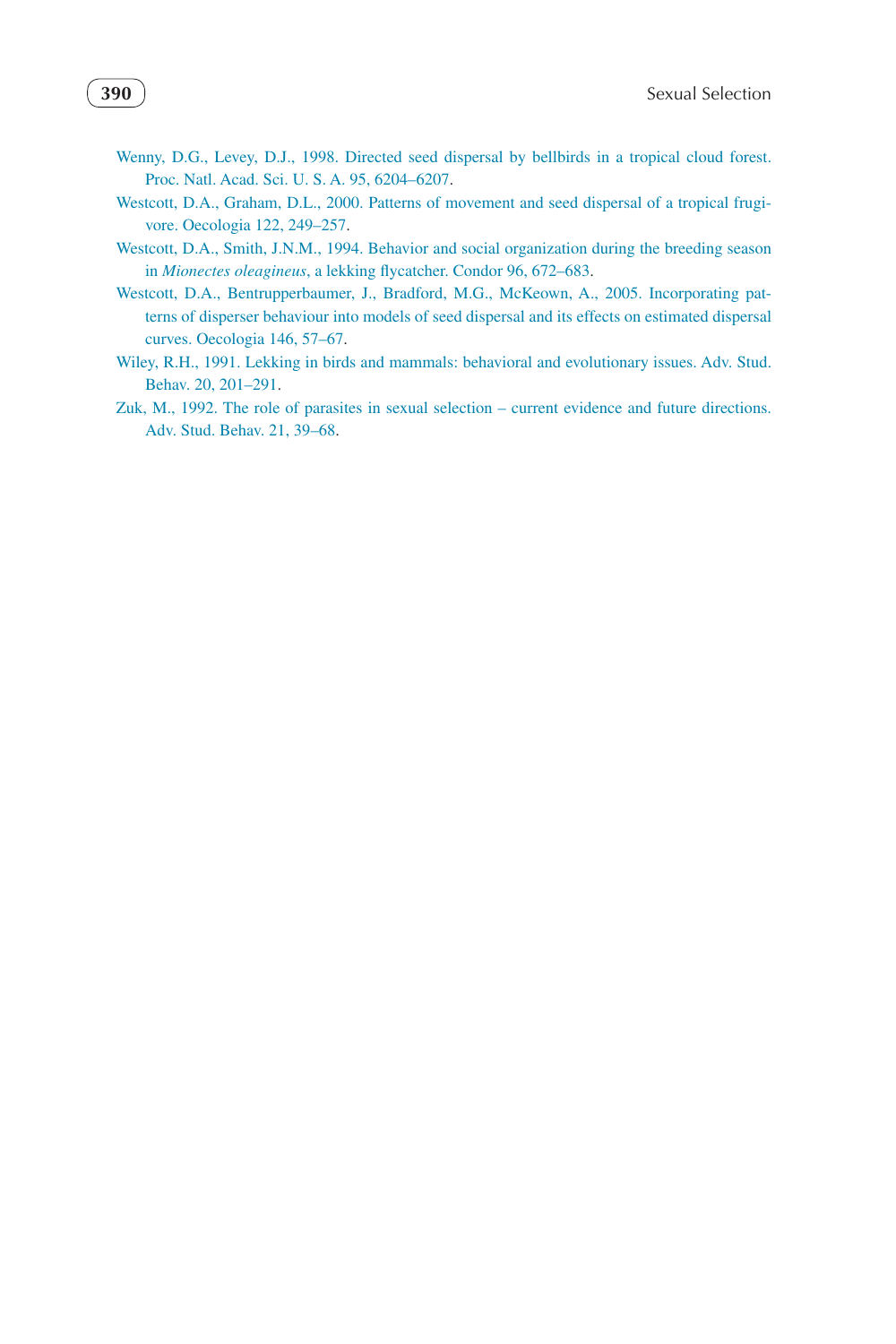Wenny, D.G., Levey, D.J., 1998. Directed seed dispersal by bellbirds in a tropical cloud forest. Proc. Natl. Acad. Sci. U. S. A. 95, 6204–6207.

Westcott, D.A., Graham, D.L., 2000. Patterns of movement and seed dispersal of a tropical frugivore. Oecologia 122, 249–257.

Westcott, D.A., Smith, J.N.M., 1994. Behavior and social organization during the breeding season in *Mionectes oleagineus*, a lekking flycatcher. Condor 96, 672–683.

Westcott, D.A., Bentrupperbaumer, J., Bradford, M.G., McKeown, A., 2005. Incorporating patterns of disperser behaviour into models of seed dispersal and its effects on estimated dispersal curves. Oecologia 146, 57–67.

Wiley, R.H., 1991. Lekking in birds and mammals: behavioral and evolutionary issues. Adv. Stud. Behav. 20, 201–291.

Zuk, M., 1992. The role of parasites in sexual selection – current evidence and future directions. Adv. Stud. Behav. 21, 39–68.